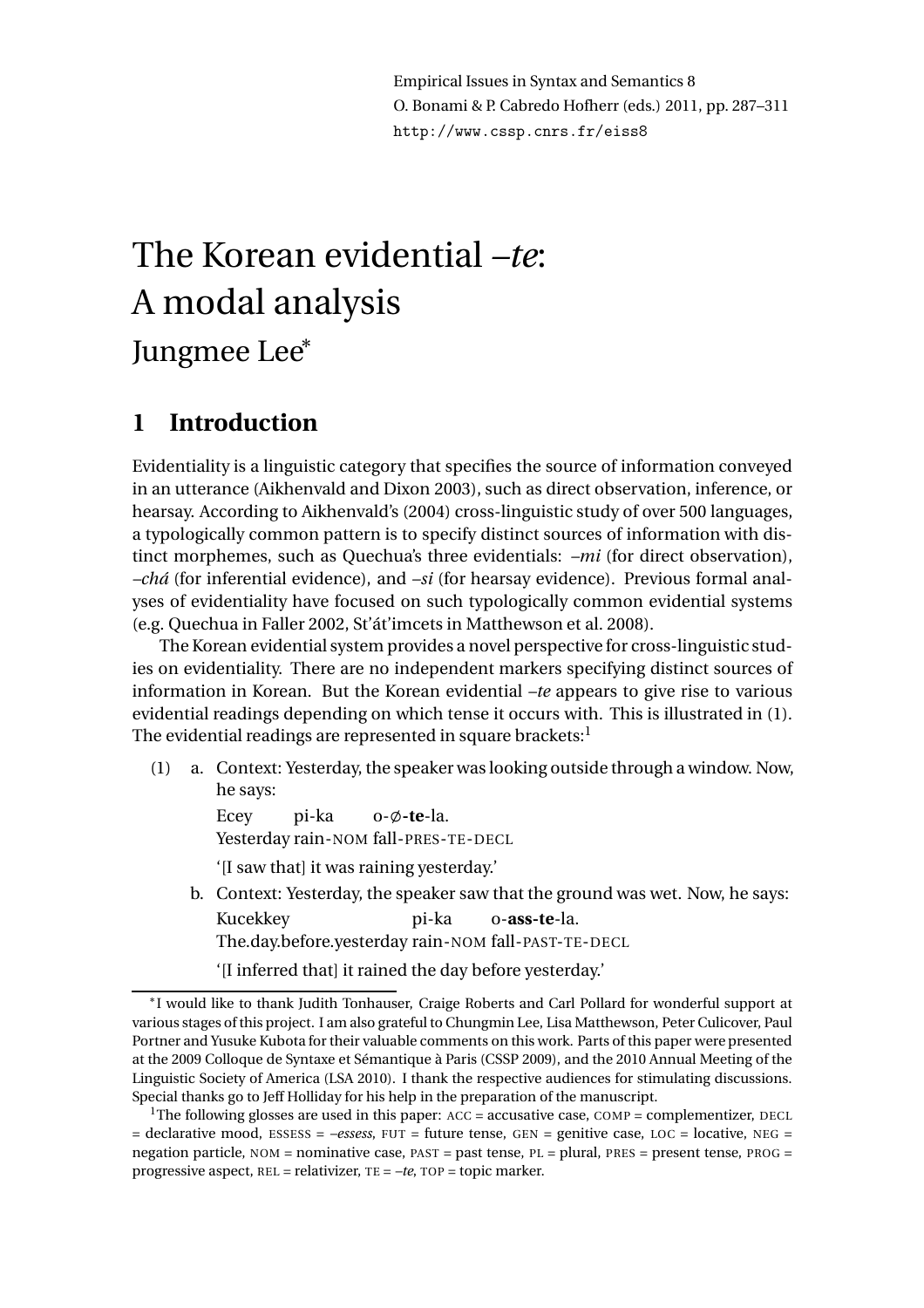Empirical Issues in Syntax and Semantics 8
O. Bonami & P. Cabredo Hofherr (eds.) 2011, pp. 287–311
http://www.cssp.cnrs.fr/eiss8

# The Korean evidential *–te*: A modal analysis

## Jungmee Lee*

## 1 Introduction

Evidentiality is a linguistic category that specifies the source of information conveyed in an utterance (Aikhenvald and Dixon 2003), such as direct observation, inference, or hearsay. According to Aikhenvald's (2004) cross-linguistic study of over 500 languages, a typologically common pattern is to specify distinct sources of information with distinct morphemes, such as Quechua's three evidentials: *–mi* (for direct observation), *–chá* (for inferential evidence), and *–si* (for hearsay evidence). Previous formal analyses of evidentiality have focused on such typologically common evidential systems (e.g. Quechua in Faller 2002, St'át'imcets in Matthewson et al. 2008).

The Korean evidential system provides a novel perspective for cross-linguistic studies on evidentiality. There are no independent markers specifying distinct sources of information in Korean. But the Korean evidential *–te* appears to give rise to various evidential readings depending on which tense it occurs with. This is illustrated in (1). The evidential readings are represented in square brackets:[1]

(1) a. Context: Yesterday, the speaker was looking outside through a window. Now, he says:

Ecey pi-ka o-∅-**te**-la.
Yesterday rain-NOM fall-PRES-TE-DECL
'[I saw that] it was raining yesterday.'

b. Context: Yesterday, the speaker saw that the ground was wet. Now, he says:

Kucekkey pi-ka o-**ass-te**-la.
The.day.before.yesterday rain-NOM fall-PAST-TE-DECL
'[I inferred that] it rained the day before yesterday.'

---

*I would like to thank Judith Tonhauser, Craige Roberts and Carl Pollard for wonderful support at various stages of this project. I am also grateful to Chungmin Lee, Lisa Matthewson, Peter Culicover, Paul Portner and Yusuke Kubota for their valuable comments on this work. Parts of this paper were presented at the 2009 Colloque de Syntaxe et Sémantique à Paris (CSSP 2009), and the 2010 Annual Meeting of the Linguistic Society of America (LSA 2010). I thank the respective audiences for stimulating discussions. Special thanks go to Jeff Holliday for his help in the preparation of the manuscript.

[1] The following glosses are used in this paper: ACC = accusative case, COMP = complementizer, DECL = declarative mood, ESSESS = *–essess*, FUT = future tense, GEN = genitive case, LOC = locative, NEG = negation particle, NOM = nominative case, PAST = past tense, PL = plural, PRES = present tense, PROG = progressive aspect, REL = relativizer, TE = *–te*, TOP = topic marker.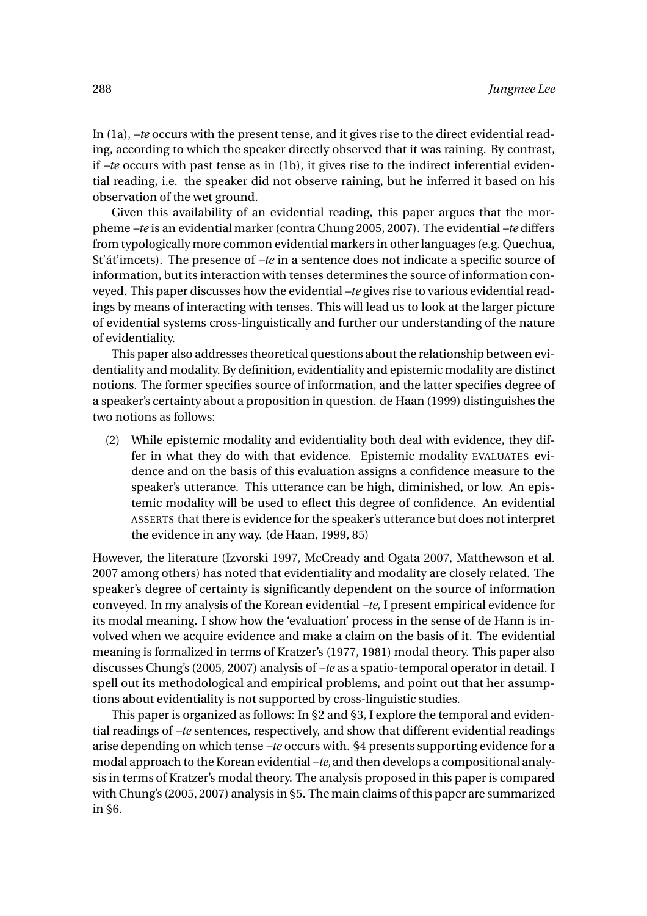In (1a), *–te* occurs with the present tense, and it gives rise to the direct evidential reading, according to which the speaker directly observed that it was raining. By contrast, if *–te* occurs with past tense as in (1b), it gives rise to the indirect inferential evidential reading, i.e. the speaker did not observe raining, but he inferred it based on his observation of the wet ground.

Given this availability of an evidential reading, this paper argues that the morpheme *–te* is an evidential marker (contra Chung 2005, 2007). The evidential *–te* differs from typologically more common evidential markers in other languages (e.g. Quechua, St'át'imcets). The presence of *–te* in a sentence does not indicate a specific source of information, but its interaction with tenses determines the source of information conveyed. This paper discusses how the evidential *–te* gives rise to various evidential readings by means of interacting with tenses. This will lead us to look at the larger picture of evidential systems cross-linguistically and further our understanding of the nature of evidentiality.

This paper also addresses theoretical questions about the relationship between evidentiality and modality. By definition, evidentiality and epistemic modality are distinct notions. The former specifies source of information, and the latter specifies degree of a speaker's certainty about a proposition in question. de Haan (1999) distinguishes the two notions as follows:

(2) While epistemic modality and evidentiality both deal with evidence, they differ in what they do with that evidence. Epistemic modality EVALUATES evidence and on the basis of this evaluation assigns a confidence measure to the speaker's utterance. This utterance can be high, diminished, or low. An epistemic modality will be used to eflect this degree of confidence. An evidential ASSERTS that there is evidence for the speaker's utterance but does not interpret the evidence in any way. (de Haan, 1999, 85)

However, the literature (Izvorski 1997, McCready and Ogata 2007, Matthewson et al. 2007 among others) has noted that evidentiality and modality are closely related. The speaker's degree of certainty is significantly dependent on the source of information conveyed. In my analysis of the Korean evidential *–te*, I present empirical evidence for its modal meaning. I show how the 'evaluation' process in the sense of de Hann is involved when we acquire evidence and make a claim on the basis of it. The evidential meaning is formalized in terms of Kratzer's (1977, 1981) modal theory. This paper also discusses Chung's (2005, 2007) analysis of *–te* as a spatio-temporal operator in detail. I spell out its methodological and empirical problems, and point out that her assumptions about evidentiality is not supported by cross-linguistic studies.

This paper is organized as follows: In §2 and §3, I explore the temporal and evidential readings of *–te* sentences, respectively, and show that different evidential readings arise depending on which tense *–te* occurs with. §4 presents supporting evidence for a modal approach to the Korean evidential *–te*, and then develops a compositional analysis in terms of Kratzer's modal theory. The analysis proposed in this paper is compared with Chung's (2005, 2007) analysis in §5. The main claims of this paper are summarized in §6.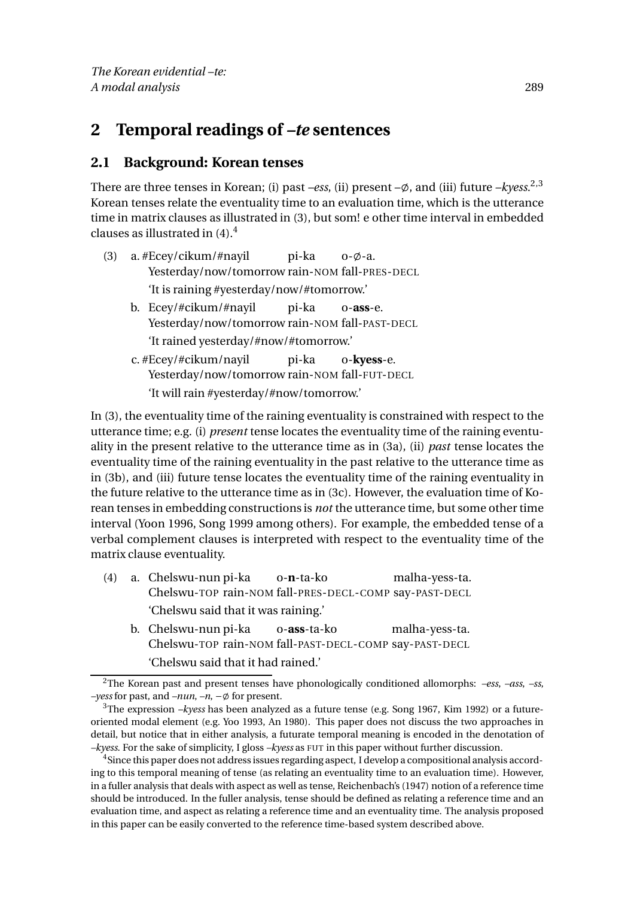## 2 Temporal readings of *–te* sentences

### 2.1 Background: Korean tenses

There are three tenses in Korean; (i) past *–ess*, (ii) present –∅, and (iii) future *–kyess*.[2,3] Korean tenses relate the eventuality time to an evaluation time, which is the utterance time in matrix clauses as illustrated in (3), but som! e other time interval in embedded clauses as illustrated in (4).[4]

(3) a. #Ecey/cikum/#nayil pi-ka o-∅-a.
   Yesterday/now/tomorrow rain-NOM fall-PRES-DECL
   'It is raining #yesterday/now/#tomorrow.'

  b. Ecey/#cikum/#nayil pi-ka o-**ass**-e.
   Yesterday/now/tomorrow rain-NOM fall-PAST-DECL
   'It rained yesterday/#now/#tomorrow.'

  c. #Ecey/#cikum/nayil pi-ka o-**kyess**-e.
   Yesterday/now/tomorrow rain-NOM fall-FUT-DECL
   'It will rain #yesterday/#now/tomorrow.'

In (3), the eventuality time of the raining eventuality is constrained with respect to the utterance time; e.g. (i) *present* tense locates the eventuality time of the raining eventuality in the present relative to the utterance time as in (3a), (ii) *past* tense locates the eventuality time of the raining eventuality in the past relative to the utterance time as in (3b), and (iii) future tense locates the eventuality time of the raining eventuality in the future relative to the utterance time as in (3c). However, the evaluation time of Korean tenses in embedding constructions is *not* the utterance time, but some other time interval (Yoon 1996, Song 1999 among others). For example, the embedded tense of a verbal complement clauses is interpreted with respect to the eventuality time of the matrix clause eventuality.

(4) a. Chelswu-nun pi-ka o-**n**-ta-ko malha-yess-ta.
   Chelswu-TOP rain-NOM fall-PRES-DECL-COMP say-PAST-DECL
   'Chelswu said that it was raining.'

  b. Chelswu-nun pi-ka o-**ass**-ta-ko malha-yess-ta.
   Chelswu-TOP rain-NOM fall-PAST-DECL-COMP say-PAST-DECL
   'Chelswu said that it had rained.'

---

[2] The Korean past and present tenses have phonologically conditioned allomorphs: *–ess*, *–ass*, *–ss*, *–yess* for past, and *–nun*, *–n*, −∅ for present.

[3] The expression *–kyess* has been analyzed as a future tense (e.g. Song 1967, Kim 1992) or a future-oriented modal element (e.g. Yoo 1993, An 1980). This paper does not discuss the two approaches in detail, but notice that in either analysis, a futurate temporal meaning is encoded in the denotation of *–kyess*. For the sake of simplicity, I gloss *–kyess* as FUT in this paper without further discussion.

[4] Since this paper does not address issues regarding aspect, I develop a compositional analysis according to this temporal meaning of tense (as relating an eventuality time to an evaluation time). However, in a fuller analysis that deals with aspect as well as tense, Reichenbach's (1947) notion of a reference time should be introduced. In the fuller analysis, tense should be defined as relating a reference time and an evaluation time, and aspect as relating a reference time and an eventuality time. The analysis proposed in this paper can be easily converted to the reference time-based system described above.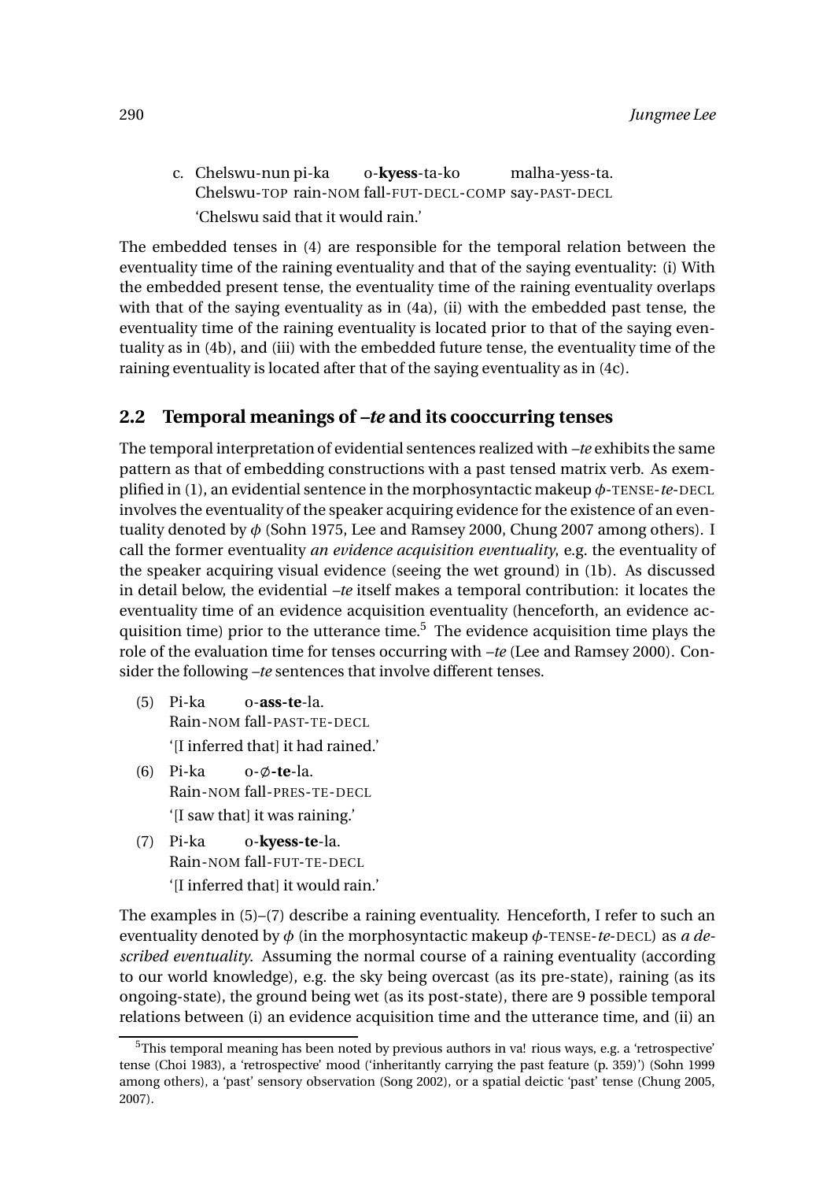c. Chelswu-nun pi-ka o-**kyess**-ta-ko malha-yess-ta.
   Chelswu-TOP rain-NOM fall-FUT-DECL-COMP say-PAST-DECL
   'Chelswu said that it would rain.'

The embedded tenses in (4) are responsible for the temporal relation between the eventuality time of the raining eventuality and that of the saying eventuality: (i) With the embedded present tense, the eventuality time of the raining eventuality overlaps with that of the saying eventuality as in (4a), (ii) with the embedded past tense, the eventuality time of the raining eventuality is located prior to that of the saying eventuality as in (4b), and (iii) with the embedded future tense, the eventuality time of the raining eventuality is located after that of the saying eventuality as in (4c).

## 2.2 Temporal meanings of *–te* and its cooccurring tenses

The temporal interpretation of evidential sentences realized with *–te* exhibits the same pattern as that of embedding constructions with a past tensed matrix verb. As exemplified in (1), an evidential sentence in the morphosyntactic makeup $\phi$-TENSE-*te*-DECL involves the eventuality of the speaker acquiring evidence for the existence of an eventuality denoted by $\phi$ (Sohn 1975, Lee and Ramsey 2000, Chung 2007 among others). I call the former eventuality *an evidence acquisition eventuality*, e.g. the eventuality of the speaker acquiring visual evidence (seeing the wet ground) in (1b). As discussed in detail below, the evidential *–te* itself makes a temporal contribution: it locates the eventuality time of an evidence acquisition eventuality (henceforth, an evidence acquisition time) prior to the utterance time.[5] The evidence acquisition time plays the role of the evaluation time for tenses occurring with *–te* (Lee and Ramsey 2000). Consider the following *–te* sentences that involve different tenses.

(5) Pi-ka o-**ass-te**-la.
    Rain-NOM fall-PAST-TE-DECL
    '[I inferred that] it had rained.'

(6) Pi-ka o-∅-**te**-la.
    Rain-NOM fall-PRES-TE-DECL
    '[I saw that] it was raining.'

(7) Pi-ka o-**kyess-te**-la.
    Rain-NOM fall-FUT-TE-DECL
    '[I inferred that] it would rain.'

The examples in (5)–(7) describe a raining eventuality. Henceforth, I refer to such an eventuality denoted by $\phi$ (in the morphosyntactic makeup $\phi$-TENSE-*te*-DECL) as *a described eventuality*. Assuming the normal course of a raining eventuality (according to our world knowledge), e.g. the sky being overcast (as its pre-state), raining (as its ongoing-state), the ground being wet (as its post-state), there are 9 possible temporal relations between (i) an evidence acquisition time and the utterance time, and (ii) an

[5] This temporal meaning has been noted by previous authors in va! rious ways, e.g. a 'retrospective' tense (Choi 1983), a 'retrospective' mood ('inheritantly carrying the past feature (p. 359)') (Sohn 1999 among others), a 'past' sensory observation (Song 2002), or a spatial deictic 'past' tense (Chung 2005, 2007).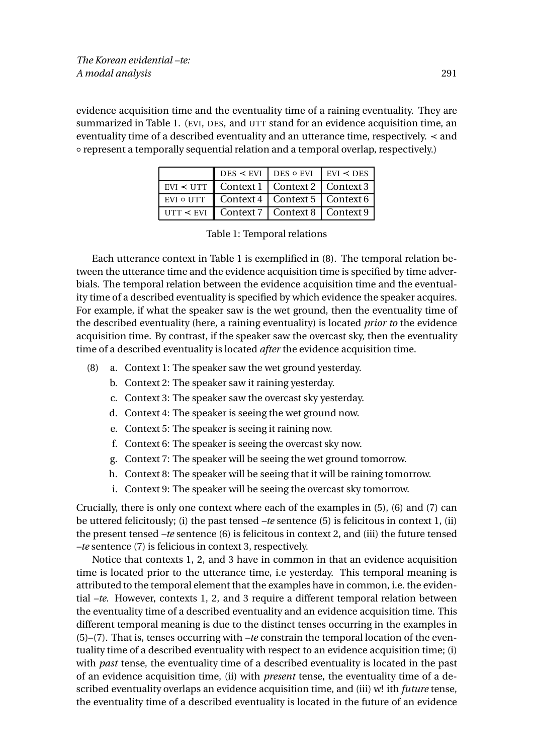evidence acquisition time and the eventuality time of a raining eventuality. They are summarized in Table 1. (EVI, DES, and UTT stand for an evidence acquisition time, an eventuality time of a described eventuality and an utterance time, respectively. $\prec$ and $\circ$ represent a temporally sequential relation and a temporal overlap, respectively.)

| | DES $\prec$ EVI | DES $\circ$ EVI | EVI $\prec$ DES |
|---|---|---|---|
| EVI $\prec$ UTT | Context 1 | Context 2 | Context 3 |
| EVI $\circ$ UTT | Context 4 | Context 5 | Context 6 |
| UTT $\prec$ EVI | Context 7 | Context 8 | Context 9 |

Table 1: Temporal relations

Each utterance context in Table 1 is exemplified in (8). The temporal relation between the utterance time and the evidence acquisition time is specified by time adverbials. The temporal relation between the evidence acquisition time and the eventuality time of a described eventuality is specified by which evidence the speaker acquires. For example, if what the speaker saw is the wet ground, then the eventuality time of the described eventuality (here, a raining eventuality) is located *prior to* the evidence acquisition time. By contrast, if the speaker saw the overcast sky, then the eventuality time of a described eventuality is located *after* the evidence acquisition time.

(8) a. Context 1: The speaker saw the wet ground yesterday.
   b. Context 2: The speaker saw it raining yesterday.
   c. Context 3: The speaker saw the overcast sky yesterday.
   d. Context 4: The speaker is seeing the wet ground now.
   e. Context 5: The speaker is seeing it raining now.
   f. Context 6: The speaker is seeing the overcast sky now.
   g. Context 7: The speaker will be seeing the wet ground tomorrow.
   h. Context 8: The speaker will be seeing that it will be raining tomorrow.
   i. Context 9: The speaker will be seeing the overcast sky tomorrow.

Crucially, there is only one context where each of the examples in (5), (6) and (7) can be uttered felicitously; (i) the past tensed *–te* sentence (5) is felicitous in context 1, (ii) the present tensed *–te* sentence (6) is felicitous in context 2, and (iii) the future tensed *–te* sentence (7) is felicious in context 3, respectively.

Notice that contexts 1, 2, and 3 have in common in that an evidence acquisition time is located prior to the utterance time, i.e yesterday. This temporal meaning is attributed to the temporal element that the examples have in common, i.e. the evidential *–te*. However, contexts 1, 2, and 3 require a different temporal relation between the eventuality time of a described eventuality and an evidence acquisition time. This different temporal meaning is due to the distinct tenses occurring in the examples in (5)–(7). That is, tenses occurring with *–te* constrain the temporal location of the eventuality time of a described eventuality with respect to an evidence acquisition time; (i) with *past* tense, the eventuality time of a described eventuality is located in the past of an evidence acquisition time, (ii) with *present* tense, the eventuality time of a described eventuality overlaps an evidence acquisition time, and (iii) w! ith *future* tense, the eventuality time of a described eventuality is located in the future of an evidence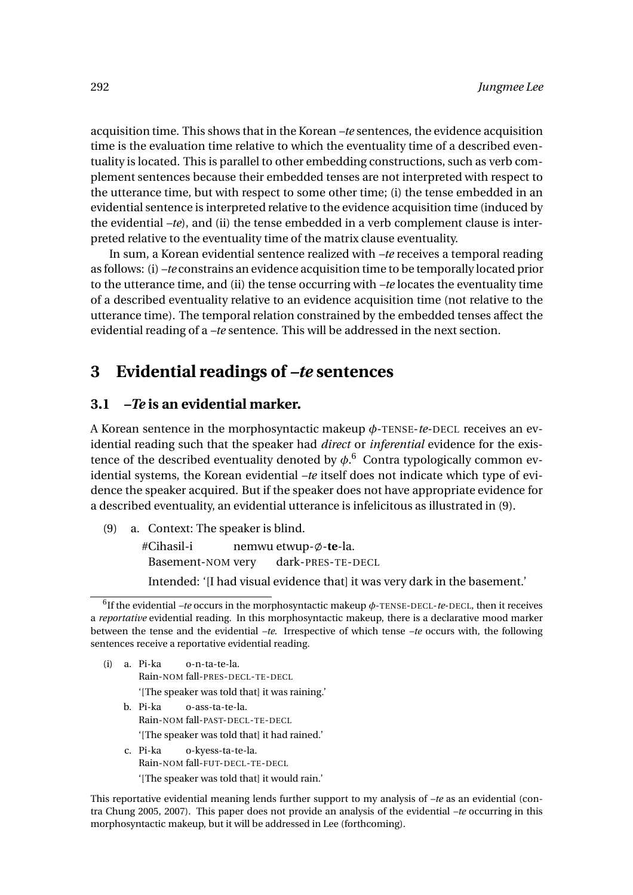acquisition time. This shows that in the Korean –*te* sentences, the evidence acquisition time is the evaluation time relative to which the eventuality time of a described eventuality is located. This is parallel to other embedding constructions, such as verb complement sentences because their embedded tenses are not interpreted with respect to the utterance time, but with respect to some other time; (i) the tense embedded in an evidential sentence is interpreted relative to the evidence acquisition time (induced by the evidential –*te*), and (ii) the tense embedded in a verb complement clause is interpreted relative to the eventuality time of the matrix clause eventuality.

In sum, a Korean evidential sentence realized with –*te* receives a temporal reading as follows: (i) –*te* constrains an evidence acquisition time to be temporally located prior to the utterance time, and (ii) the tense occurring with –*te* locates the eventuality time of a described eventuality relative to an evidence acquisition time (not relative to the utterance time). The temporal relation constrained by the embedded tenses affect the evidential reading of a –*te* sentence. This will be addressed in the next section.

## 3 Evidential readings of –*te* sentences

### 3.1 –*Te* is an evidential marker.

A Korean sentence in the morphosyntactic makeup $\phi$-TENSE-*te*-DECL receives an evidential reading such that the speaker had *direct* or *inferential* evidence for the existence of the described eventuality denoted by $\phi$.[6] Contra typologically common evidential systems, the Korean evidential –*te* itself does not indicate which type of evidence the speaker acquired. But if the speaker does not have appropriate evidence for a described eventuality, an evidential utterance is infelicitous as illustrated in (9).

(9) a. Context: The speaker is blind.

   #Cihasil-i nemwu etwup-∅-**te**-la.
   Basement-NOM very dark-PRES-TE-DECL
   Intended: '[I had visual evidence that] it was very dark in the basement.'

---

[6] If the evidential –*te* occurs in the morphosyntactic makeup $\phi$-TENSE-DECL-*te*-DECL, then it receives a *reportative* evidential reading. In this morphosyntactic makeup, there is a declarative mood marker between the tense and the evidential –*te*. Irrespective of which tense –*te* occurs with, the following sentences receive a reportative evidential reading.

(i) a. Pi-ka o-n-ta-te-la.
   Rain-NOM fall-PRES-DECL-TE-DECL
   '[The speaker was told that] it was raining.'

   b. Pi-ka o-ass-ta-te-la.
   Rain-NOM fall-PAST-DECL-TE-DECL
   '[The speaker was told that] it had rained.'

   c. Pi-ka o-kyess-ta-te-la.
   Rain-NOM fall-FUT-DECL-TE-DECL
   '[The speaker was told that] it would rain.'

This reportative evidential meaning lends further support to my analysis of –*te* as an evidential (contra Chung 2005, 2007). This paper does not provide an analysis of the evidential –*te* occurring in this morphosyntactic makeup, but it will be addressed in Lee (forthcoming).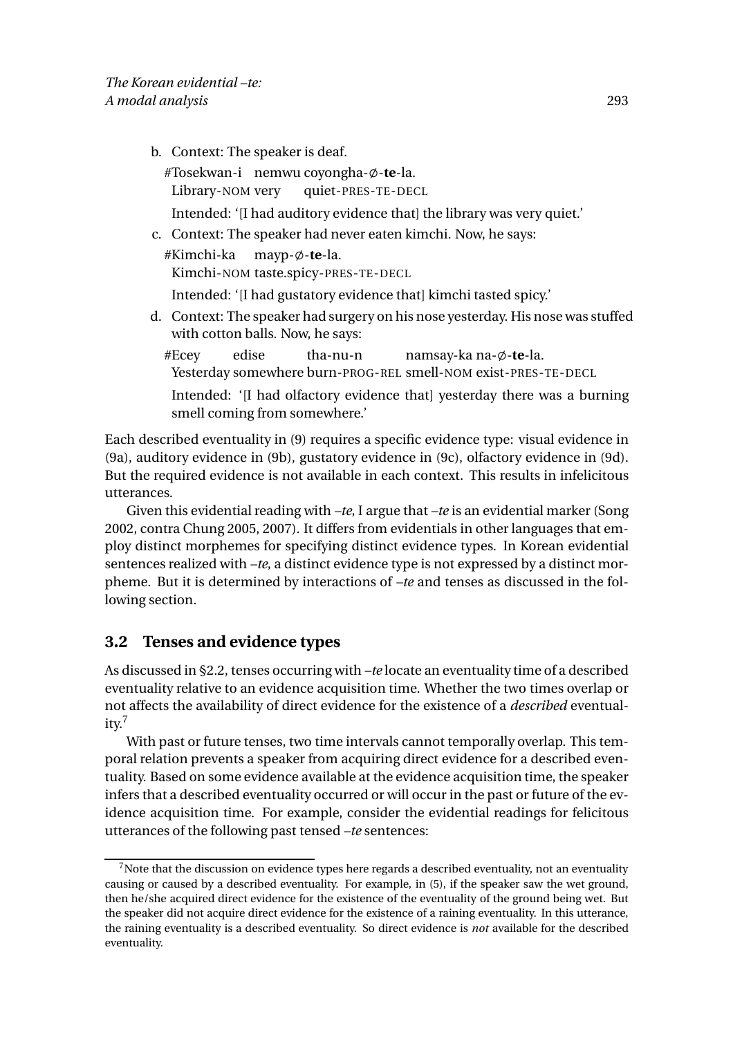b. Context: The speaker is deaf.

   #Tosekwan-i nemwu coyongha-∅-**te**-la.
   Library-NOM very quiet-PRES-TE-DECL

   Intended: '[I had auditory evidence that] the library was very quiet.'

c. Context: The speaker had never eaten kimchi. Now, he says:

   #Kimchi-ka mayp-∅-**te**-la.
   Kimchi-NOM taste.spicy-PRES-TE-DECL

   Intended: '[I had gustatory evidence that] kimchi tasted spicy.'

d. Context: The speaker had surgery on his nose yesterday. His nose was stuffed with cotton balls. Now, he says:

   #Ecey edise tha-nu-n namsay-ka na-∅-**te**-la.
   Yesterday somewhere burn-PROG-REL smell-NOM exist-PRES-TE-DECL

   Intended: '[I had olfactory evidence that] yesterday there was a burning smell coming from somewhere.'

Each described eventuality in (9) requires a specific evidence type: visual evidence in (9a), auditory evidence in (9b), gustatory evidence in (9c), olfactory evidence in (9d). But the required evidence is not available in each context. This results in infelicitous utterances.

Given this evidential reading with *–te*, I argue that *–te* is an evidential marker (Song 2002, contra Chung 2005, 2007). It differs from evidentials in other languages that employ distinct morphemes for specifying distinct evidence types. In Korean evidential sentences realized with *–te*, a distinct evidence type is not expressed by a distinct morpheme. But it is determined by interactions of *–te* and tenses as discussed in the following section.

## 3.2 Tenses and evidence types

As discussed in §2.2, tenses occurring with *–te* locate an eventuality time of a described eventuality relative to an evidence acquisition time. Whether the two times overlap or not affects the availability of direct evidence for the existence of a *described* eventuality.[7]

With past or future tenses, two time intervals cannot temporally overlap. This temporal relation prevents a speaker from acquiring direct evidence for a described eventuality. Based on some evidence available at the evidence acquisition time, the speaker infers that a described eventuality occurred or will occur in the past or future of the evidence acquisition time. For example, consider the evidential readings for felicitous utterances of the following past tensed *–te* sentences:

[7] Note that the discussion on evidence types here regards a described eventuality, not an eventuality causing or caused by a described eventuality. For example, in (5), if the speaker saw the wet ground, then he/she acquired direct evidence for the existence of the eventuality of the ground being wet. But the speaker did not acquire direct evidence for the existence of a raining eventuality. In this utterance, the raining eventuality is a described eventuality. So direct evidence is *not* available for the described eventuality.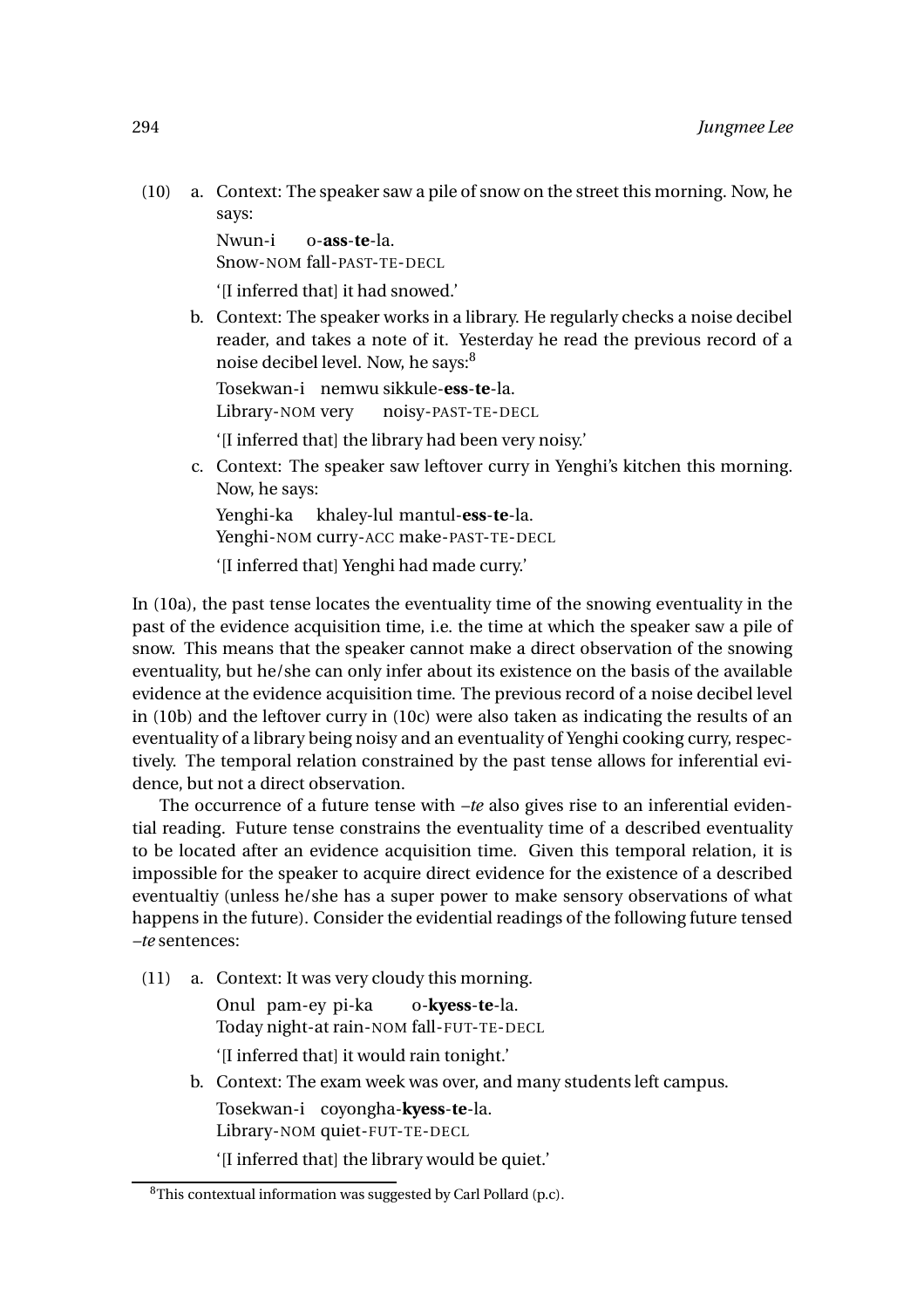(10) a. Context: The speaker saw a pile of snow on the street this morning. Now, he says:

  Nwun-i o-**ass**-**te**-la.
  Snow-NOM fall-PAST-TE-DECL

  '[I inferred that] it had snowed.'

 b. Context: The speaker works in a library. He regularly checks a noise decibel reader, and takes a note of it. Yesterday he read the previous record of a noise decibel level. Now, he says:[8]

  Tosekwan-i nemwu sikkule-**ess**-**te**-la.
  Library-NOM very noisy-PAST-TE-DECL

  '[I inferred that] the library had been very noisy.'

 c. Context: The speaker saw leftover curry in Yenghi's kitchen this morning. Now, he says:

  Yenghi-ka khaley-lul mantul-**ess**-**te**-la.
  Yenghi-NOM curry-ACC make-PAST-TE-DECL

  '[I inferred that] Yenghi had made curry.'

In (10a), the past tense locates the eventuality time of the snowing eventuality in the past of the evidence acquisition time, i.e. the time at which the speaker saw a pile of snow. This means that the speaker cannot make a direct observation of the snowing eventuality, but he/she can only infer about its existence on the basis of the available evidence at the evidence acquisition time. The previous record of a noise decibel level in (10b) and the leftover curry in (10c) were also taken as indicating the results of an eventuality of a library being noisy and an eventuality of Yenghi cooking curry, respectively. The temporal relation constrained by the past tense allows for inferential evidence, but not a direct observation.

The occurrence of a future tense with *–te* also gives rise to an inferential evidential reading. Future tense constrains the eventuality time of a described eventuality to be located after an evidence acquisition time. Given this temporal relation, it is impossible for the speaker to acquire direct evidence for the existence of a described eventualtiy (unless he/she has a super power to make sensory observations of what happens in the future). Consider the evidential readings of the following future tensed *–te* sentences:

(11) a. Context: It was very cloudy this morning.

  Onul pam-ey pi-ka o-**kyess**-**te**-la.
  Today night-at rain-NOM fall-FUT-TE-DECL

  '[I inferred that] it would rain tonight.'

 b. Context: The exam week was over, and many students left campus.

  Tosekwan-i coyongha-**kyess**-**te**-la.
  Library-NOM quiet-FUT-TE-DECL

  '[I inferred that] the library would be quiet.'

[8] This contextual information was suggested by Carl Pollard (p.c).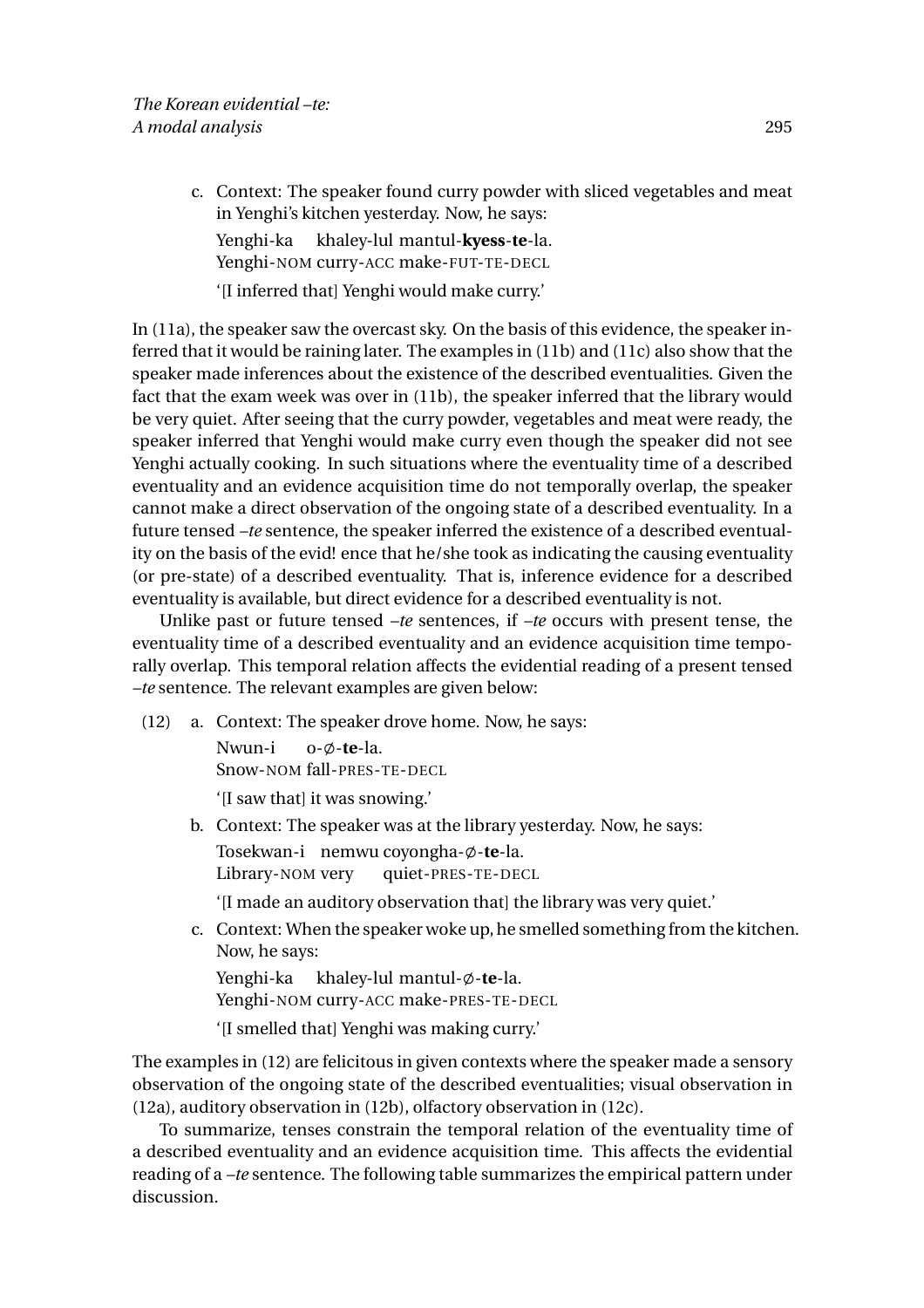c. Context: The speaker found curry powder with sliced vegetables and meat in Yenghi's kitchen yesterday. Now, he says:

   Yenghi-ka khaley-lul mantul-**kyess**-**te**-la.
   Yenghi-NOM curry-ACC make-FUT-TE-DECL

   '[I inferred that] Yenghi would make curry.'

In (11a), the speaker saw the overcast sky. On the basis of this evidence, the speaker inferred that it would be raining later. The examples in (11b) and (11c) also show that the speaker made inferences about the existence of the described eventualities. Given the fact that the exam week was over in (11b), the speaker inferred that the library would be very quiet. After seeing that the curry powder, vegetables and meat were ready, the speaker inferred that Yenghi would make curry even though the speaker did not see Yenghi actually cooking. In such situations where the eventuality time of a described eventuality and an evidence acquisition time do not temporally overlap, the speaker cannot make a direct observation of the ongoing state of a described eventuality. In a future tensed *–te* sentence, the speaker inferred the existence of a described eventuality on the basis of the evid! ence that he/she took as indicating the causing eventuality (or pre-state) of a described eventuality. That is, inference evidence for a described eventuality is available, but direct evidence for a described eventuality is not.

Unlike past or future tensed *–te* sentences, if *–te* occurs with present tense, the eventuality time of a described eventuality and an evidence acquisition time temporally overlap. This temporal relation affects the evidential reading of a present tensed *–te* sentence. The relevant examples are given below:

(12) a. Context: The speaker drove home. Now, he says:

   Nwun-i o-∅-**te**-la.
   Snow-NOM fall-PRES-TE-DECL

   '[I saw that] it was snowing.'

b. Context: The speaker was at the library yesterday. Now, he says:

   Tosekwan-i nemwu coyongha-∅-**te**-la.
   Library-NOM very quiet-PRES-TE-DECL

   '[I made an auditory observation that] the library was very quiet.'

c. Context: When the speaker woke up, he smelled something from the kitchen. Now, he says:

   Yenghi-ka khaley-lul mantul-∅-**te**-la.
   Yenghi-NOM curry-ACC make-PRES-TE-DECL

   '[I smelled that] Yenghi was making curry.'

The examples in (12) are felicitous in given contexts where the speaker made a sensory observation of the ongoing state of the described eventualities; visual observation in (12a), auditory observation in (12b), olfactory observation in (12c).

To summarize, tenses constrain the temporal relation of the eventuality time of a described eventuality and an evidence acquisition time. This affects the evidential reading of a *–te* sentence. The following table summarizes the empirical pattern under discussion.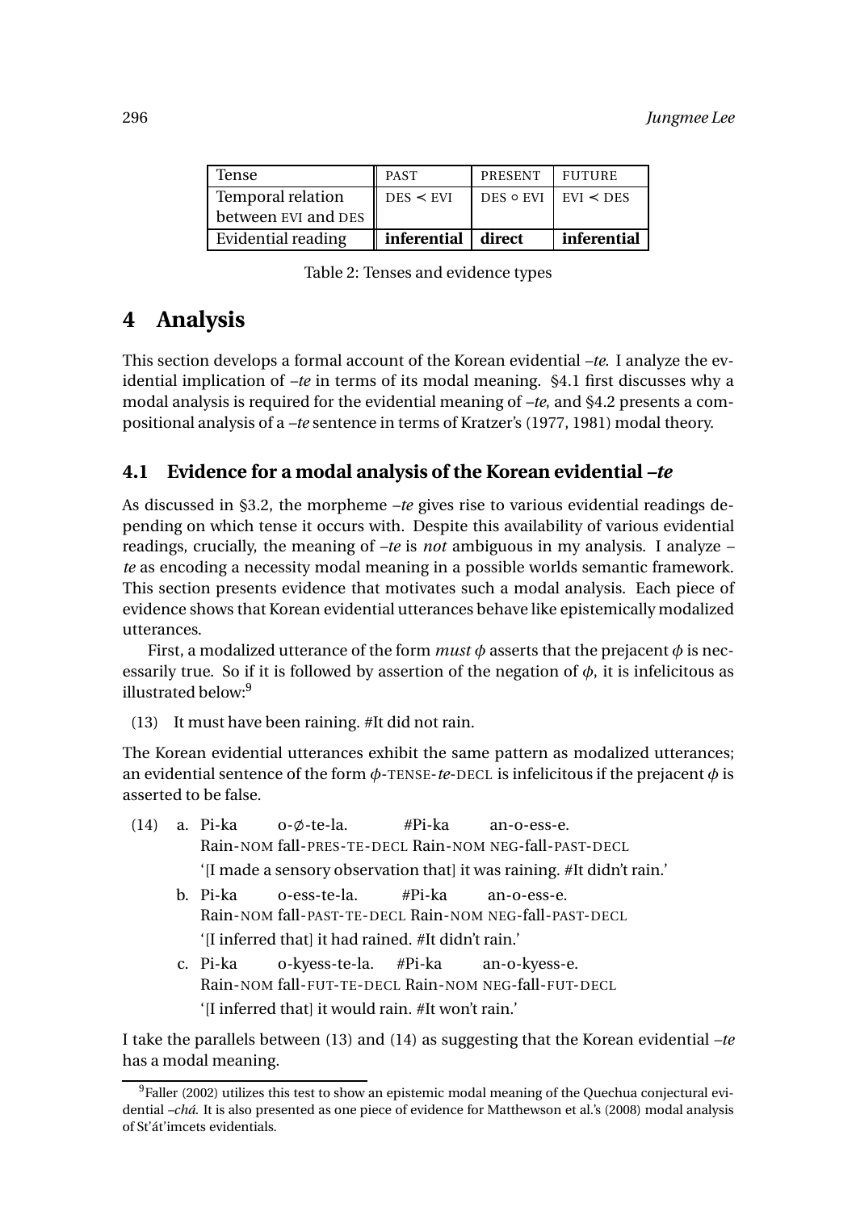| Tense | PAST | PRESENT | FUTURE |
| --- | --- | --- | --- |
| Temporal relation between EVI and DES | DES ≺ EVI | DES ∘ EVI | EVI ≺ DES |
| Evidential reading | **inferential** | **direct** | **inferential** |

Table 2: Tenses and evidence types

# 4 Analysis

This section develops a formal account of the Korean evidential *–te*. I analyze the evidential implication of *–te* in terms of its modal meaning. §4.1 first discusses why a modal analysis is required for the evidential meaning of *–te*, and §4.2 presents a compositional analysis of a *–te* sentence in terms of Kratzer's (1977, 1981) modal theory.

## 4.1 Evidence for a modal analysis of the Korean evidential *–te*

As discussed in §3.2, the morpheme *–te* gives rise to various evidential readings depending on which tense it occurs with. Despite this availability of various evidential readings, crucially, the meaning of *–te* is *not* ambiguous in my analysis. I analyze *–te* as encoding a necessity modal meaning in a possible worlds semantic framework. This section presents evidence that motivates such a modal analysis. Each piece of evidence shows that Korean evidential utterances behave like epistemically modalized utterances.

First, a modalized utterance of the form *must* $\phi$ asserts that the prejacent $\phi$ is necessarily true. So if it is followed by assertion of the negation of $\phi$, it is infelicitous as illustrated below:[9]

(13) It must have been raining. #It did not rain.

The Korean evidential utterances exhibit the same pattern as modalized utterances; an evidential sentence of the form $\phi$-TENSE-*te*-DECL is infelicitous if the prejacent $\phi$ is asserted to be false.

(14) a. Pi-ka o-∅-te-la. #Pi-ka an-o-ess-e.
Rain-NOM fall-PRES-TE-DECL Rain-NOM NEG-fall-PAST-DECL
'[I made a sensory observation that] it was raining. #It didn't rain.'

b. Pi-ka o-ess-te-la. #Pi-ka an-o-ess-e.
Rain-NOM fall-PAST-TE-DECL Rain-NOM NEG-fall-PAST-DECL
'[I inferred that] it had rained. #It didn't rain.'

c. Pi-ka o-kyess-te-la. #Pi-ka an-o-kyess-e.
Rain-NOM fall-FUT-TE-DECL Rain-NOM NEG-fall-FUT-DECL
'[I inferred that] it would rain. #It won't rain.'

I take the parallels between (13) and (14) as suggesting that the Korean evidential *–te* has a modal meaning.

[9] Faller (2002) utilizes this test to show an epistemic modal meaning of the Quechua conjectural evidential *–chá*. It is also presented as one piece of evidence for Matthewson et al.'s (2008) modal analysis of St'át'imcets evidentials.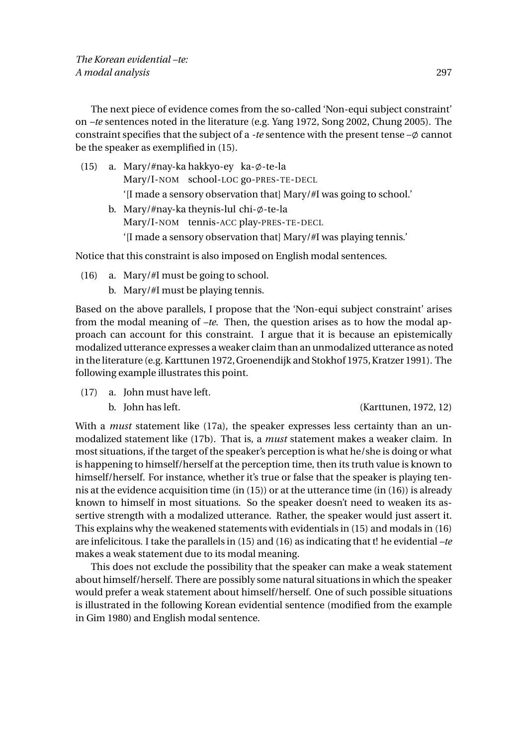The next piece of evidence comes from the so-called 'Non-equi subject constraint' on *–te* sentences noted in the literature (e.g. Yang 1972, Song 2002, Chung 2005). The constraint specifies that the subject of a *-te* sentence with the present tense –∅ cannot be the speaker as exemplified in (15).

(15) a. Mary/#nay-ka hakkyo-ey ka-∅-te-la
Mary/I-NOM school-LOC go-PRES-TE-DECL
'[I made a sensory observation that] Mary/#I was going to school.'

b. Mary/#nay-ka theynis-lul chi-∅-te-la
Mary/I-NOM tennis-ACC play-PRES-TE-DECL
'[I made a sensory observation that] Mary/#I was playing tennis.'

Notice that this constraint is also imposed on English modal sentences.

(16) a. Mary/#I must be going to school.

b. Mary/#I must be playing tennis.

Based on the above parallels, I propose that the 'Non-equi subject constraint' arises from the modal meaning of *–te*. Then, the question arises as to how the modal approach can account for this constraint. I argue that it is because an epistemically modalized utterance expresses a weaker claim than an unmodalized utterance as noted in the literature (e.g. Karttunen 1972, Groenendijk and Stokhof 1975, Kratzer 1991). The following example illustrates this point.

(17) a. John must have left.

b. John has left. (Karttunen, 1972, 12)

With a *must* statement like (17a), the speaker expresses less certainty than an unmodalized statement like (17b). That is, a *must* statement makes a weaker claim. In most situations, if the target of the speaker's perception is what he/she is doing or what is happening to himself/herself at the perception time, then its truth value is known to himself/herself. For instance, whether it's true or false that the speaker is playing tennis at the evidence acquisition time (in (15)) or at the utterance time (in (16)) is already known to himself in most situations. So the speaker doesn't need to weaken its assertive strength with a modalized utterance. Rather, the speaker would just assert it. This explains why the weakened statements with evidentials in (15) and modals in (16) are infelicitous. I take the parallels in (15) and (16) as indicating that t! he evidential *–te* makes a weak statement due to its modal meaning.

This does not exclude the possibility that the speaker can make a weak statement about himself/herself. There are possibly some natural situations in which the speaker would prefer a weak statement about himself/herself. One of such possible situations is illustrated in the following Korean evidential sentence (modified from the example in Gim 1980) and English modal sentence.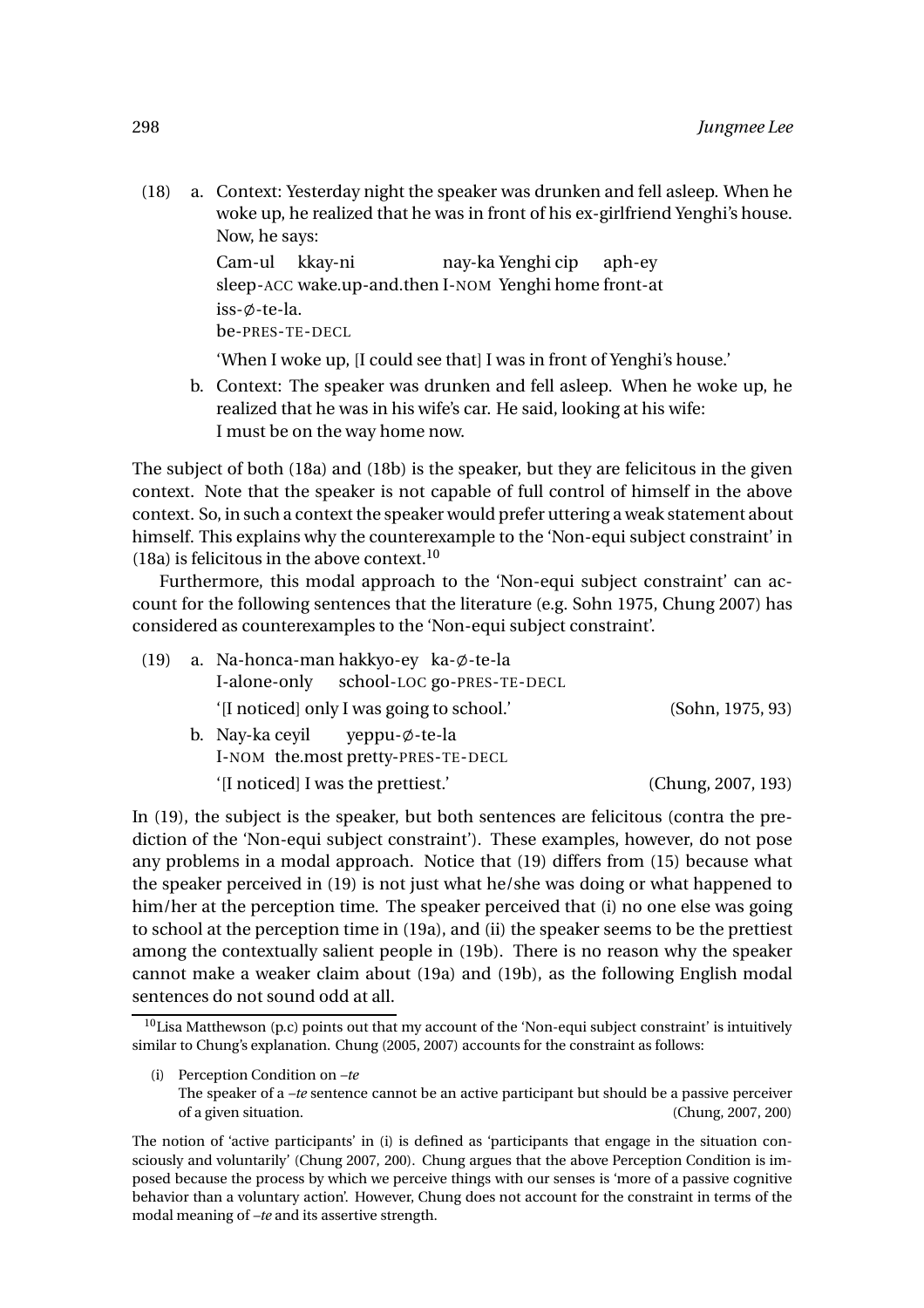(18) a. Context: Yesterday night the speaker was drunken and fell asleep. When he woke up, he realized that he was in front of his ex-girlfriend Yenghi's house. Now, he says:

Cam-ul kkay-ni nay-ka Yenghi cip aph-ey
sleep-ACC wake.up-and.then I-NOM Yenghi home front-at
iss-∅-te-la.
be-PRES-TE-DECL

'When I woke up, [I could see that] I was in front of Yenghi's house.'

b. Context: The speaker was drunken and fell asleep. When he woke up, he realized that he was in his wife's car. He said, looking at his wife:
I must be on the way home now.

The subject of both (18a) and (18b) is the speaker, but they are felicitous in the given context. Note that the speaker is not capable of full control of himself in the above context. So, in such a context the speaker would prefer uttering a weak statement about himself. This explains why the counterexample to the 'Non-equi subject constraint' in (18a) is felicitous in the above context.[10]

Furthermore, this modal approach to the 'Non-equi subject constraint' can account for the following sentences that the literature (e.g. Sohn 1975, Chung 2007) has considered as counterexamples to the 'Non-equi subject constraint'.

(19) a. Na-honca-man hakkyo-ey ka-∅-te-la
I-alone-only school-LOC go-PRES-TE-DECL
'[I noticed] only I was going to school.' (Sohn, 1975, 93)

b. Nay-ka ceyil yeppu-∅-te-la
I-NOM the.most pretty-PRES-TE-DECL
'[I noticed] I was the prettiest.' (Chung, 2007, 193)

In (19), the subject is the speaker, but both sentences are felicitous (contra the prediction of the 'Non-equi subject constraint'). These examples, however, do not pose any problems in a modal approach. Notice that (19) differs from (15) because what the speaker perceived in (19) is not just what he/she was doing or what happened to him/her at the perception time. The speaker perceived that (i) no one else was going to school at the perception time in (19a), and (ii) the speaker seems to be the prettiest among the contextually salient people in (19b). There is no reason why the speaker cannot make a weaker claim about (19a) and (19b), as the following English modal sentences do not sound odd at all.

[10] Lisa Matthewson (p.c) points out that my account of the 'Non-equi subject constraint' is intuitively similar to Chung's explanation. Chung (2005, 2007) accounts for the constraint as follows:

(i) Perception Condition on *–te*
The speaker of a *–te* sentence cannot be an active participant but should be a passive perceiver of a given situation. (Chung, 2007, 200)

The notion of 'active participants' in (i) is defined as 'participants that engage in the situation consciously and voluntarily' (Chung 2007, 200). Chung argues that the above Perception Condition is imposed because the process by which we perceive things with our senses is 'more of a passive cognitive behavior than a voluntary action'. However, Chung does not account for the constraint in terms of the modal meaning of *–te* and its assertive strength.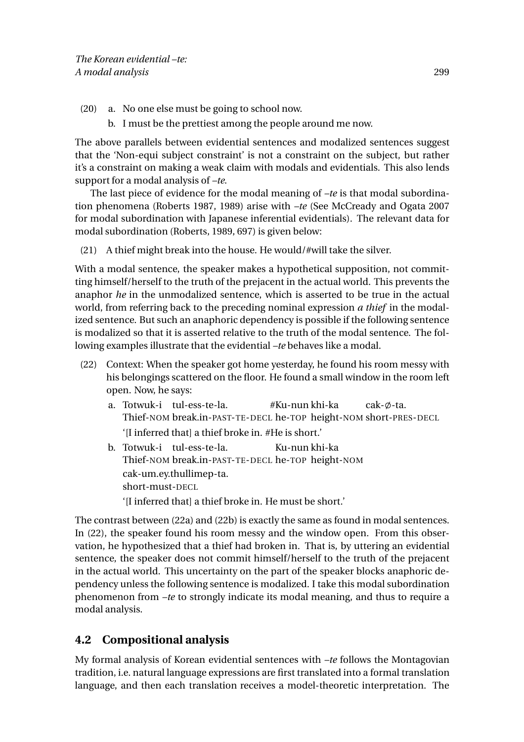(20) a. No one else must be going to school now.

b. I must be the prettiest among the people around me now.

The above parallels between evidential sentences and modalized sentences suggest that the 'Non-equi subject constraint' is not a constraint on the subject, but rather it's a constraint on making a weak claim with modals and evidentials. This also lends support for a modal analysis of *–te*.

The last piece of evidence for the modal meaning of *–te* is that modal subordination phenomena (Roberts 1987, 1989) arise with *–te* (See McCready and Ogata 2007 for modal subordination with Japanese inferential evidentials). The relevant data for modal subordination (Roberts, 1989, 697) is given below:

(21) A thief might break into the house. He would/#will take the silver.

With a modal sentence, the speaker makes a hypothetical supposition, not committing himself/herself to the truth of the prejacent in the actual world. This prevents the anaphor *he* in the unmodalized sentence, which is asserted to be true in the actual world, from referring back to the preceding nominal expression *a thief* in the modalized sentence. But such an anaphoric dependency is possible if the following sentence is modalized so that it is asserted relative to the truth of the modal sentence. The following examples illustrate that the evidential *–te* behaves like a modal.

(22) Context: When the speaker got home yesterday, he found his room messy with his belongings scattered on the floor. He found a small window in the room left open. Now, he says:

a. Totwuk-i tul-ess-te-la. #Ku-nun khi-ka cak-∅-ta.
Thief-NOM break.in-PAST-TE-DECL he-TOP height-NOM short-PRES-DECL
'[I inferred that] a thief broke in. #He is short.'

b. Totwuk-i tul-ess-te-la. Ku-nun khi-ka cak-um.ey.thullimep-ta.
Thief-NOM break.in-PAST-TE-DECL he-TOP height-NOM short-must-DECL
'[I inferred that] a thief broke in. He must be short.'

The contrast between (22a) and (22b) is exactly the same as found in modal sentences. In (22), the speaker found his room messy and the window open. From this observation, he hypothesized that a thief had broken in. That is, by uttering an evidential sentence, the speaker does not commit himself/herself to the truth of the prejacent in the actual world. This uncertainty on the part of the speaker blocks anaphoric dependency unless the following sentence is modalized. I take this modal subordination phenomenon from *–te* to strongly indicate its modal meaning, and thus to require a modal analysis.

## 4.2 Compositional analysis

My formal analysis of Korean evidential sentences with *–te* follows the Montagovian tradition, i.e. natural language expressions are first translated into a formal translation language, and then each translation receives a model-theoretic interpretation. The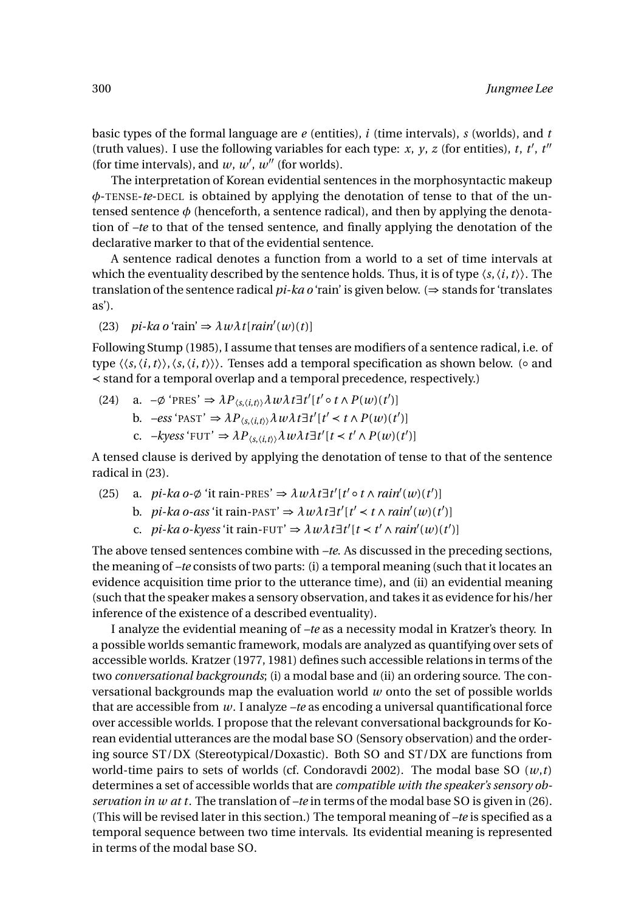basic types of the formal language are $e$ (entities), $i$ (time intervals), $s$ (worlds), and $t$ (truth values). I use the following variables for each type: $x$, $y$, $z$ (for entities), $t$, $t'$, $t''$ (for time intervals), and $w$, $w'$, $w''$ (for worlds).

The interpretation of Korean evidential sentences in the morphosyntactic makeup $\phi$-TENSE-*te*-DECL is obtained by applying the denotation of tense to that of the untensed sentence $\phi$ (henceforth, a sentence radical), and then by applying the denotation of *–te* to that of the tensed sentence, and finally applying the denotation of the declarative marker to that of the evidential sentence.

A sentence radical denotes a function from a world to a set of time intervals at which the eventuality described by the sentence holds. Thus, it is of type $\langle s, \langle i, t \rangle \rangle$. The translation of the sentence radical *pi-ka o* 'rain' is given below. ($\Rightarrow$ stands for 'translates as').

(23) *pi-ka o* 'rain' $\Rightarrow \lambda w \lambda t[rain'(w)(t)]$

Following Stump (1985), I assume that tenses are modifiers of a sentence radical, i.e. of type $\langle \langle s, \langle i, t \rangle \rangle, \langle s, \langle i, t \rangle \rangle \rangle$. Tenses add a temporal specification as shown below. ($\circ$ and $\prec$ stand for a temporal overlap and a temporal precedence, respectively.)

(24) a. $-\varnothing$ 'PRES' $\Rightarrow \lambda P_{\langle s, \langle i, t \rangle \rangle} \lambda w \lambda t \exists t'[t' \circ t \wedge P(w)(t')]$

b. *–ess* 'PAST' $\Rightarrow \lambda P_{\langle s, \langle i, t \rangle \rangle} \lambda w \lambda t \exists t'[t' \prec t \wedge P(w)(t')]$

c. *–kyess* 'FUT' $\Rightarrow \lambda P_{\langle s, \langle i, t \rangle \rangle} \lambda w \lambda t \exists t'[t \prec t' \wedge P(w)(t')]$

A tensed clause is derived by applying the denotation of tense to that of the sentence radical in (23).

(25) a. *pi-ka o-$\varnothing$* 'it rain-PRES' $\Rightarrow \lambda w \lambda t \exists t'[t' \circ t \wedge rain'(w)(t')]$

b. *pi-ka o-ass* 'it rain-PAST' $\Rightarrow \lambda w \lambda t \exists t'[t' \prec t \wedge rain'(w)(t')]$

c. *pi-ka o-kyess* 'it rain-FUT' $\Rightarrow \lambda w \lambda t \exists t'[t \prec t' \wedge rain'(w)(t')]$

The above tensed sentences combine with *–te*. As discussed in the preceding sections, the meaning of *–te* consists of two parts: (i) a temporal meaning (such that it locates an evidence acquisition time prior to the utterance time), and (ii) an evidential meaning (such that the speaker makes a sensory observation, and takes it as evidence for his/her inference of the existence of a described eventuality).

I analyze the evidential meaning of *–te* as a necessity modal in Kratzer's theory. In a possible worlds semantic framework, modals are analyzed as quantifying over sets of accessible worlds. Kratzer (1977, 1981) defines such accessible relations in terms of the two *conversational backgrounds*; (i) a modal base and (ii) an ordering source. The conversational backgrounds map the evaluation world $w$ onto the set of possible worlds that are accessible from $w$. I analyze *–te* as encoding a universal quantificational force over accessible worlds. I propose that the relevant conversational backgrounds for Korean evidential utterances are the modal base SO (Sensory observation) and the ordering source ST/DX (Stereotypical/Doxastic). Both SO and ST/DX are functions from world-time pairs to sets of worlds (cf. Condoravdi 2002). The modal base SO $(w,t)$ determines a set of accessible worlds that are *compatible with the speaker's sensory observation in $w$ at $t$*. The translation of *–te* in terms of the modal base SO is given in (26). (This will be revised later in this section.) The temporal meaning of *–te* is specified as a temporal sequence between two time intervals. Its evidential meaning is represented in terms of the modal base SO.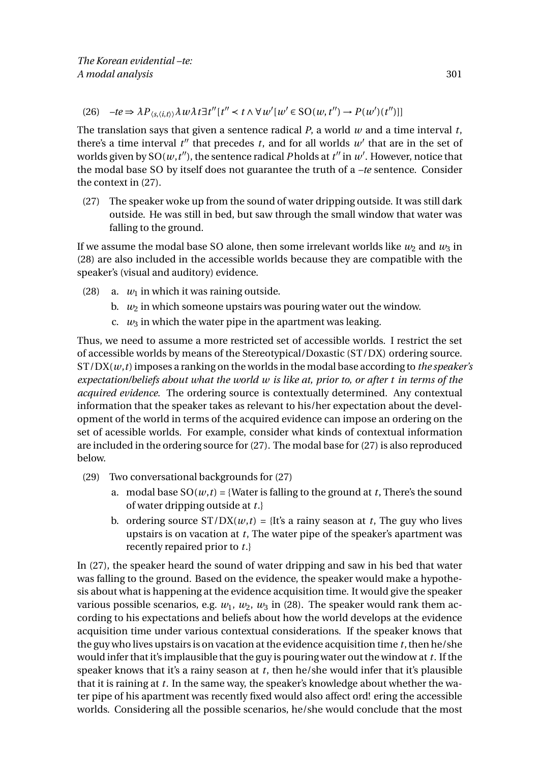(26) $-te \Rightarrow \lambda P_{\langle s,\langle i,t\rangle\rangle} \lambda w \lambda t \exists t''[t'' \prec t \wedge \forall w'[w' \in \mathrm{SO}(w,t'') \rightarrow P(w')(t'')]]$

The translation says that given a sentence radical $P$, a world $w$ and a time interval $t$, there's a time interval $t''$ that precedes $t$, and for all worlds $w'$ that are in the set of worlds given by $\mathrm{SO}(w,t'')$, the sentence radical $P$ holds at $t''$ in $w'$. However, notice that the modal base SO by itself does not guarantee the truth of a *–te* sentence. Consider the context in (27).

(27) The speaker woke up from the sound of water dripping outside. It was still dark outside. He was still in bed, but saw through the small window that water was falling to the ground.

If we assume the modal base SO alone, then some irrelevant worlds like $w_2$ and $w_3$ in (28) are also included in the accessible worlds because they are compatible with the speaker's (visual and auditory) evidence.

(28) a. $w_1$ in which it was raining outside.
b. $w_2$ in which someone upstairs was pouring water out the window.
c. $w_3$ in which the water pipe in the apartment was leaking.

Thus, we need to assume a more restricted set of accessible worlds. I restrict the set of accessible worlds by means of the Stereotypical/Doxastic (ST/DX) ordering source. $\mathrm{ST/DX}(w,t)$ imposes a ranking on the worlds in the modal base according to *the speaker's expectation/beliefs about what the world w is like at, prior to, or after t in terms of the acquired evidence*. The ordering source is contextually determined. Any contextual information that the speaker takes as relevant to his/her expectation about the development of the world in terms of the acquired evidence can impose an ordering on the set of acessible worlds. For example, consider what kinds of contextual information are included in the ordering source for (27). The modal base for (27) is also reproduced below.

(29) Two conversational backgrounds for (27)
a. modal base $\mathrm{SO}(w,t)$ = {Water is falling to the ground at $t$, There's the sound of water dripping outside at $t$.}
b. ordering source $\mathrm{ST/DX}(w,t)$ = {It's a rainy season at $t$, The guy who lives upstairs is on vacation at $t$, The water pipe of the speaker's apartment was recently repaired prior to $t$.}

In (27), the speaker heard the sound of water dripping and saw in his bed that water was falling to the ground. Based on the evidence, the speaker would make a hypothesis about what is happening at the evidence acquisition time. It would give the speaker various possible scenarios, e.g. $w_1$, $w_2$, $w_3$ in (28). The speaker would rank them according to his expectations and beliefs about how the world develops at the evidence acquisition time under various contextual considerations. If the speaker knows that the guy who lives upstairs is on vacation at the evidence acquisition time $t$, then he/she would infer that it's implausible that the guy is pouring water out the window at $t$. If the speaker knows that it's a rainy season at $t$, then he/she would infer that it's plausible that it is raining at $t$. In the same way, the speaker's knowledge about whether the water pipe of his apartment was recently fixed would also affect ord! ering the accessible worlds. Considering all the possible scenarios, he/she would conclude that the most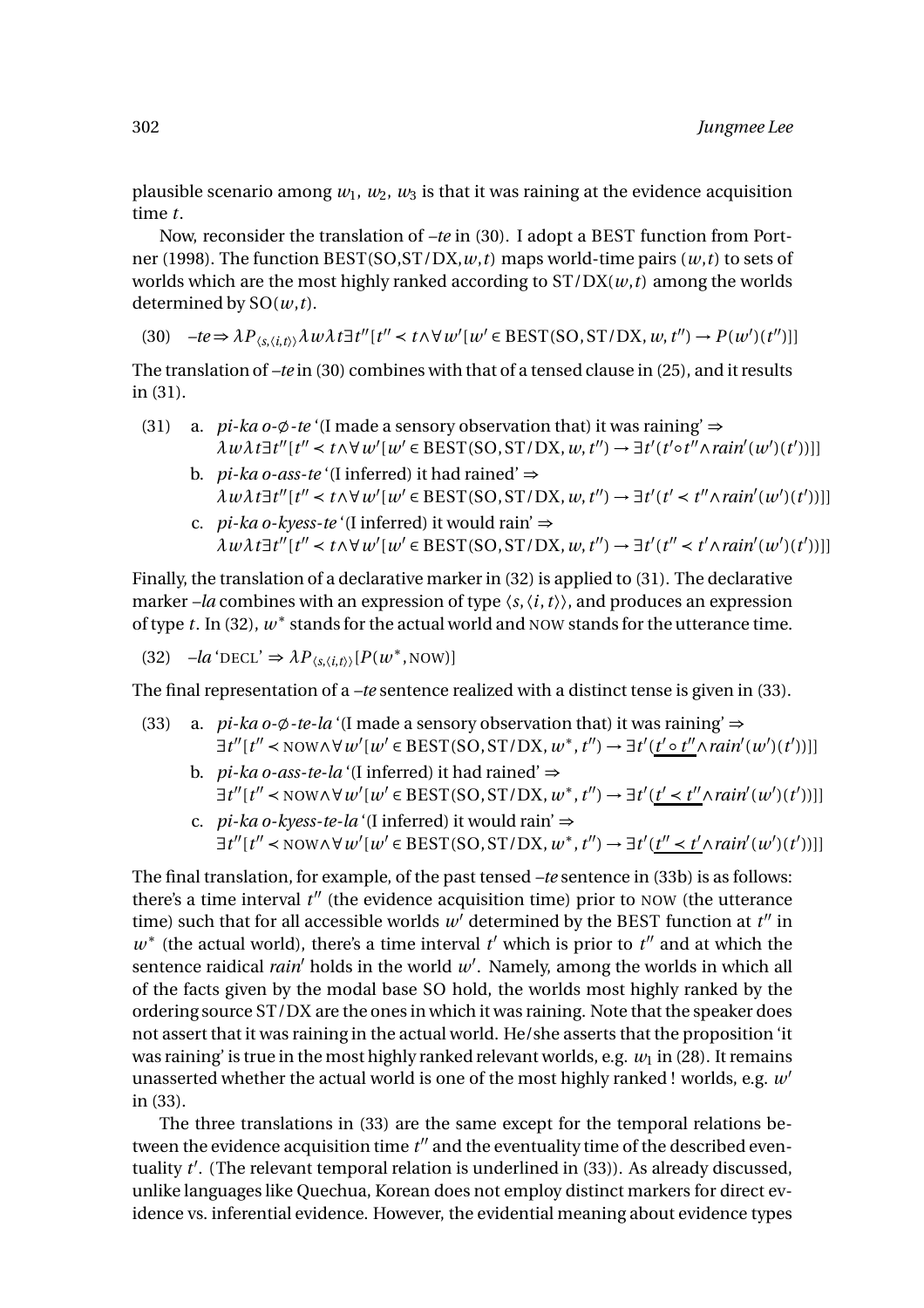plausible scenario among $w_1$, $w_2$, $w_3$ is that it was raining at the evidence acquisition time $t$.

Now, reconsider the translation of *–te* in (30). I adopt a BEST function from Portner (1998). The function BEST(SO,ST/DX,$w$,$t$) maps world-time pairs ($w$,$t$) to sets of worlds which are the most highly ranked according to ST/DX($w$,$t$) among the worlds determined by SO($w$,$t$).

(30) $\textit{–te} \Rightarrow \lambda P_{\langle s,\langle i,t\rangle\rangle} \lambda w \lambda t \exists t''[t'' \prec t \wedge \forall w'[w' \in \text{BEST}(\text{SO}, \text{ST/DX}, w, t'') \rightarrow P(w')(t'')]]$

The translation of *–te* in (30) combines with that of a tensed clause in (25), and it results in (31).

(31) a. *pi-ka o-∅-te* '(I made a sensory observation that) it was raining' ⇒
$\lambda w \lambda t \exists t''[t'' \prec t \wedge \forall w'[w' \in \text{BEST}(\text{SO}, \text{ST/DX}, w, t'') \rightarrow \exists t'(t' \circ t'' \wedge rain'(w')(t'))]]$

b. *pi-ka o-ass-te* '(I inferred) it had rained' ⇒
$\lambda w \lambda t \exists t''[t'' \prec t \wedge \forall w'[w' \in \text{BEST}(\text{SO}, \text{ST/DX}, w, t'') \rightarrow \exists t'(t' \prec t'' \wedge rain'(w')(t'))]]$

c. *pi-ka o-kyess-te* '(I inferred) it would rain' ⇒
$\lambda w \lambda t \exists t''[t'' \prec t \wedge \forall w'[w' \in \text{BEST}(\text{SO}, \text{ST/DX}, w, t'') \rightarrow \exists t'(t'' \prec t' \wedge rain'(w')(t'))]]$

Finally, the translation of a declarative marker in (32) is applied to (31). The declarative marker *–la* combines with an expression of type $\langle s,\langle i,t\rangle\rangle$, and produces an expression of type $t$. In (32), $w^*$ stands for the actual world and NOW stands for the utterance time.

(32) *–la* 'DECL' $\Rightarrow \lambda P_{\langle s,\langle i,t\rangle\rangle}[P(w^*, \text{NOW})]$

The final representation of a *–te* sentence realized with a distinct tense is given in (33).

(33) a. *pi-ka o-∅-te-la* '(I made a sensory observation that) it was raining' ⇒
$\exists t''[t'' \prec \text{NOW} \wedge \forall w'[w' \in \text{BEST}(\text{SO}, \text{ST/DX}, w^*, t'') \rightarrow \exists t'(\underline{t' \circ t''} \wedge rain'(w')(t'))]]$

b. *pi-ka o-ass-te-la* '(I inferred) it had rained' ⇒
$\exists t''[t'' \prec \text{NOW} \wedge \forall w'[w' \in \text{BEST}(\text{SO}, \text{ST/DX}, w^*, t'') \rightarrow \exists t'(\underline{t' \prec t''} \wedge rain'(w')(t'))]]$

c. *pi-ka o-kyess-te-la* '(I inferred) it would rain' ⇒
$\exists t''[t'' \prec \text{NOW} \wedge \forall w'[w' \in \text{BEST}(\text{SO}, \text{ST/DX}, w^*, t'') \rightarrow \exists t'(\underline{t'' \prec t'} \wedge rain'(w')(t'))]]$

The final translation, for example, of the past tensed *–te* sentence in (33b) is as follows: there's a time interval $t''$ (the evidence acquisition time) prior to NOW (the utterance time) such that for all accessible worlds $w'$ determined by the BEST function at $t''$ in $w^*$ (the actual world), there's a time interval $t'$ which is prior to $t''$ and at which the sentence raidical $rain'$ holds in the world $w'$. Namely, among the worlds in which all of the facts given by the modal base SO hold, the worlds most highly ranked by the ordering source ST/DX are the ones in which it was raining. Note that the speaker does not assert that it was raining in the actual world. He/she asserts that the proposition 'it was raining' is true in the most highly ranked relevant worlds, e.g. $w_1$ in (28). It remains unasserted whether the actual world is one of the most highly ranked ! worlds, e.g. $w'$ in (33).

The three translations in (33) are the same except for the temporal relations between the evidence acquisition time $t''$ and the eventuality time of the described eventuality $t'$. (The relevant temporal relation is underlined in (33)). As already discussed, unlike languages like Quechua, Korean does not employ distinct markers for direct evidence vs. inferential evidence. However, the evidential meaning about evidence types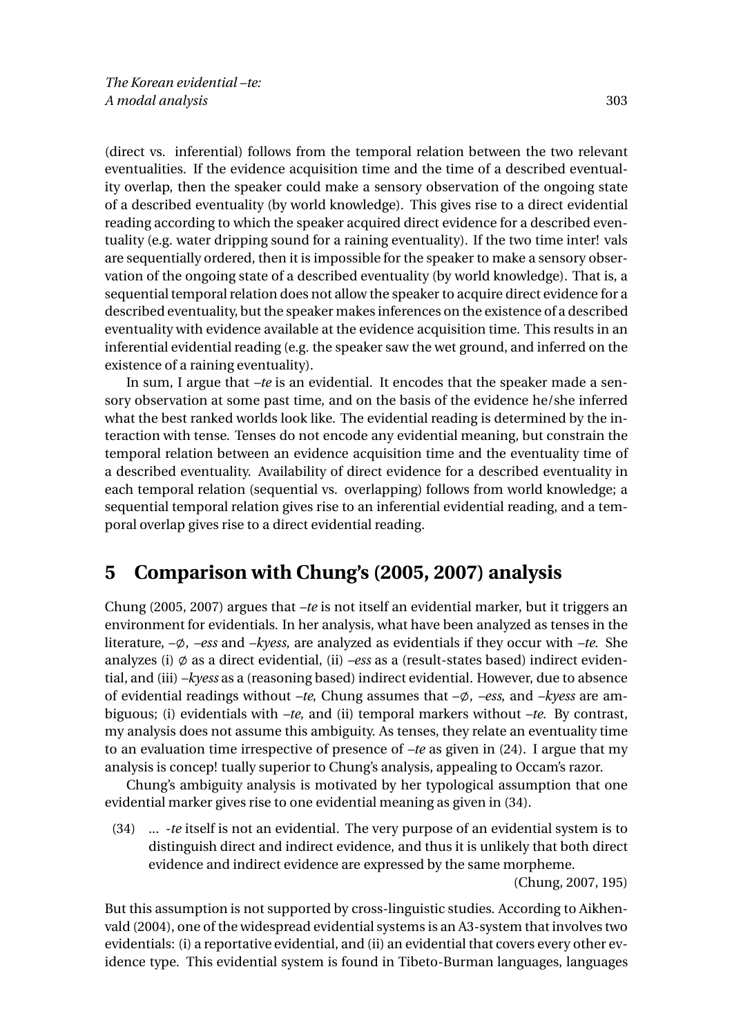(direct vs. inferential) follows from the temporal relation between the two relevant eventualities. If the evidence acquisition time and the time of a described eventuality overlap, then the speaker could make a sensory observation of the ongoing state of a described eventuality (by world knowledge). This gives rise to a direct evidential reading according to which the speaker acquired direct evidence for a described eventuality (e.g. water dripping sound for a raining eventuality). If the two time inter! vals are sequentially ordered, then it is impossible for the speaker to make a sensory observation of the ongoing state of a described eventuality (by world knowledge). That is, a sequential temporal relation does not allow the speaker to acquire direct evidence for a described eventuality, but the speaker makes inferences on the existence of a described eventuality with evidence available at the evidence acquisition time. This results in an inferential evidential reading (e.g. the speaker saw the wet ground, and inferred on the existence of a raining eventuality).

In sum, I argue that *–te* is an evidential. It encodes that the speaker made a sensory observation at some past time, and on the basis of the evidence he/she inferred what the best ranked worlds look like. The evidential reading is determined by the interaction with tense. Tenses do not encode any evidential meaning, but constrain the temporal relation between an evidence acquisition time and the eventuality time of a described eventuality. Availability of direct evidence for a described eventuality in each temporal relation (sequential vs. overlapping) follows from world knowledge; a sequential temporal relation gives rise to an inferential evidential reading, and a temporal overlap gives rise to a direct evidential reading.

## 5 Comparison with Chung's (2005, 2007) analysis

Chung (2005, 2007) argues that *–te* is not itself an evidential marker, but it triggers an environment for evidentials. In her analysis, what have been analyzed as tenses in the literature, *–∅*, *–ess* and *–kyess*, are analyzed as evidentials if they occur with *–te*. She analyzes (i) ∅ as a direct evidential, (ii) *–ess* as a (result-states based) indirect evidential, and (iii) *–kyess* as a (reasoning based) indirect evidential. However, due to absence of evidential readings without *–te*, Chung assumes that *–∅*, *–ess*, and *–kyess* are ambiguous; (i) evidentials with *–te*, and (ii) temporal markers without *–te*. By contrast, my analysis does not assume this ambiguity. As tenses, they relate an eventuality time to an evaluation time irrespective of presence of *–te* as given in (24). I argue that my analysis is concep! tually superior to Chung's analysis, appealing to Occam's razor.

Chung's ambiguity analysis is motivated by her typological assumption that one evidential marker gives rise to one evidential meaning as given in (34).

(34) ... *-te* itself is not an evidential. The very purpose of an evidential system is to distinguish direct and indirect evidence, and thus it is unlikely that both direct evidence and indirect evidence are expressed by the same morpheme.
(Chung, 2007, 195)

But this assumption is not supported by cross-linguistic studies. According to Aikhenvald (2004), one of the widespread evidential systems is an A3-system that involves two evidentials: (i) a reportative evidential, and (ii) an evidential that covers every other evidence type. This evidential system is found in Tibeto-Burman languages, languages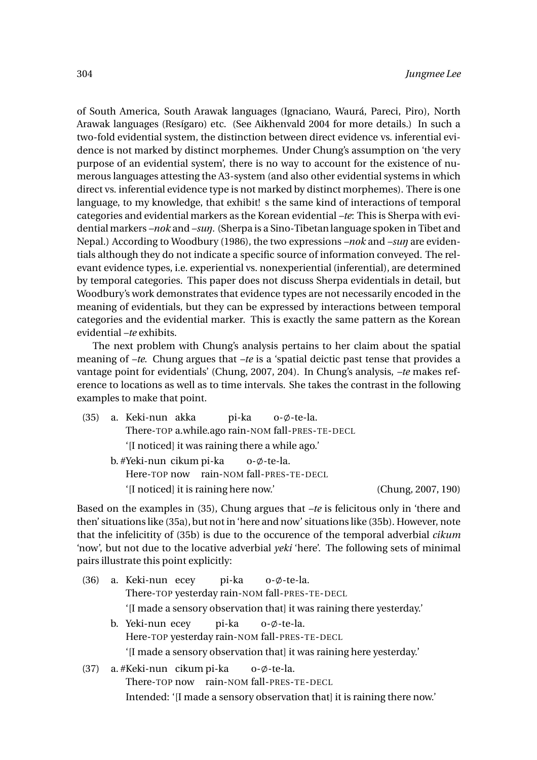of South America, South Arawak languages (Ignaciano, Waurá, Pareci, Piro), North Arawak languages (Resígaro) etc. (See Aikhenvald 2004 for more details.) In such a two-fold evidential system, the distinction between direct evidence vs. inferential evidence is not marked by distinct morphemes. Under Chung's assumption on 'the very purpose of an evidential system', there is no way to account for the existence of numerous languages attesting the A3-system (and also other evidential systems in which direct vs. inferential evidence type is not marked by distinct morphemes). There is one language, to my knowledge, that exhibit! s the same kind of interactions of temporal categories and evidential markers as the Korean evidential *–te*: This is Sherpa with evidential markers *–nok* and *–suŋ*. (Sherpa is a Sino-Tibetan language spoken in Tibet and Nepal.) According to Woodbury (1986), the two expressions *–nok* and *–suŋ* are evidentials although they do not indicate a specific source of information conveyed. The relevant evidence types, i.e. experiential vs. nonexperiential (inferential), are determined by temporal categories. This paper does not discuss Sherpa evidentials in detail, but Woodbury's work demonstrates that evidence types are not necessarily encoded in the meaning of evidentials, but they can be expressed by interactions between temporal categories and the evidential marker. This is exactly the same pattern as the Korean evidential *–te* exhibits.

The next problem with Chung's analysis pertains to her claim about the spatial meaning of *–te*. Chung argues that *–te* is a 'spatial deictic past tense that provides a vantage point for evidentials' (Chung, 2007, 204). In Chung's analysis, *–te* makes reference to locations as well as to time intervals. She takes the contrast in the following examples to make that point.

(35) a. Keki-nun akka pi-ka o-∅-te-la.
There-TOP a.while.ago rain-NOM fall-PRES-TE-DECL
'[I noticed] it was raining there a while ago.'

b. #Yeki-nun cikum pi-ka o-∅-te-la.
Here-TOP now rain-NOM fall-PRES-TE-DECL
'[I noticed] it is raining here now.' (Chung, 2007, 190)

Based on the examples in (35), Chung argues that *–te* is felicitous only in 'there and then' situations like (35a), but not in 'here and now' situations like (35b). However, note that the infelicitity of (35b) is due to the occurence of the temporal adverbial *cikum* 'now', but not due to the locative adverbial *yeki* 'here'. The following sets of minimal pairs illustrate this point explicitly:

(36) a. Keki-nun ecey pi-ka o-∅-te-la.
There-TOP yesterday rain-NOM fall-PRES-TE-DECL
'[I made a sensory observation that] it was raining there yesterday.'

b. Yeki-nun ecey pi-ka o-∅-te-la.
Here-TOP yesterday rain-NOM fall-PRES-TE-DECL
'[I made a sensory observation that] it was raining here yesterday.'

(37) a. #Keki-nun cikum pi-ka o-∅-te-la.
There-TOP now rain-NOM fall-PRES-TE-DECL
Intended: '[I made a sensory observation that] it is raining there now.'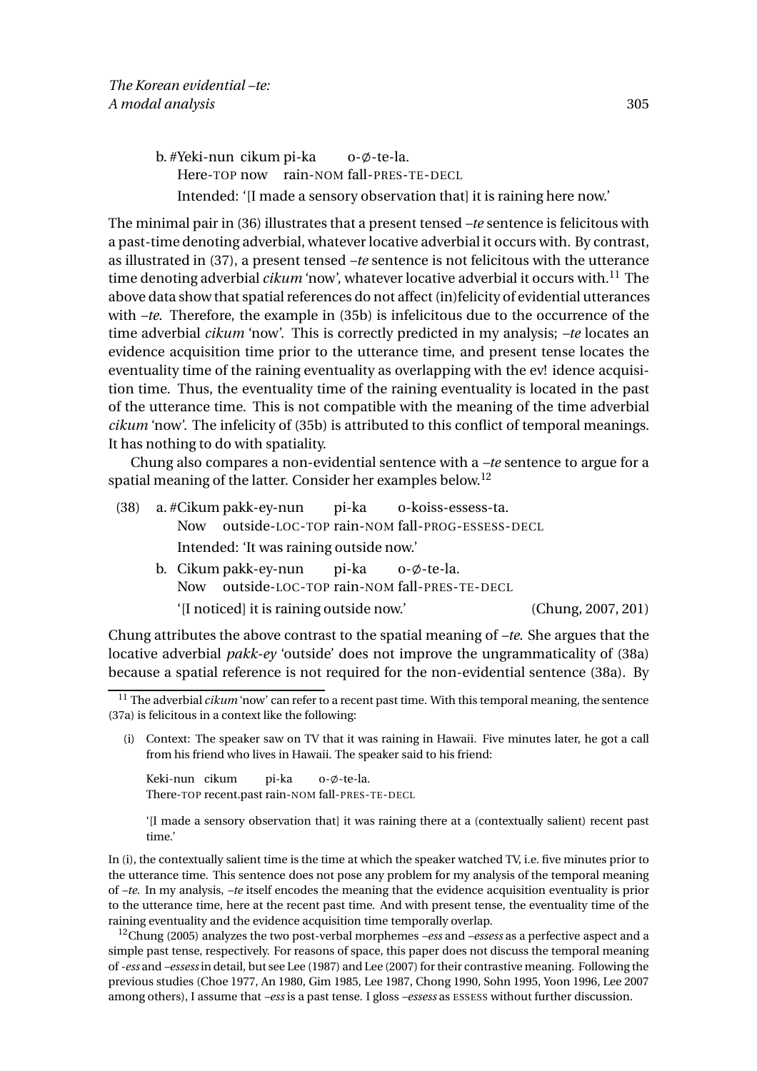b. #Yeki-nun cikum pi-ka o-∅-te-la.
Here-TOP now rain-NOM fall-PRES-TE-DECL
Intended: '[I made a sensory observation that] it is raining here now.'

The minimal pair in (36) illustrates that a present tensed *–te* sentence is felicitous with a past-time denoting adverbial, whatever locative adverbial it occurs with. By contrast, as illustrated in (37), a present tensed *–te* sentence is not felicitous with the utterance time denoting adverbial *cikum* 'now', whatever locative adverbial it occurs with.[11] The above data show that spatial references do not affect (in)felicity of evidential utterances with *–te*. Therefore, the example in (35b) is infelicitous due to the occurrence of the time adverbial *cikum* 'now'. This is correctly predicted in my analysis; *–te* locates an evidence acquisition time prior to the utterance time, and present tense locates the eventuality time of the raining eventuality as overlapping with the ev! idence acquisition time. Thus, the eventuality time of the raining eventuality is located in the past of the utterance time. This is not compatible with the meaning of the time adverbial *cikum* 'now'. The infelicity of (35b) is attributed to this conflict of temporal meanings. It has nothing to do with spatiality.

Chung also compares a non-evidential sentence with a *–te* sentence to argue for a spatial meaning of the latter. Consider her examples below.[12]

(38) a. #Cikum pakk-ey-nun pi-ka o-koiss-essess-ta.
Now outside-LOC-TOP rain-NOM fall-PROG-ESSESS-DECL
Intended: 'It was raining outside now.'

b. Cikum pakk-ey-nun pi-ka o-∅-te-la.
Now outside-LOC-TOP rain-NOM fall-PRES-TE-DECL
'[I noticed] it is raining outside now.' (Chung, 2007, 201)

Chung attributes the above contrast to the spatial meaning of *–te*. She argues that the locative adverbial *pakk-ey* 'outside' does not improve the ungrammaticality of (38a) because a spatial reference is not required for the non-evidential sentence (38a). By

---

[11] The adverbial *cikum* 'now' can refer to a recent past time. With this temporal meaning, the sentence (37a) is felicitous in a context like the following:

(i) Context: The speaker saw on TV that it was raining in Hawaii. Five minutes later, he got a call from his friend who lives in Hawaii. The speaker said to his friend:

Keki-nun cikum pi-ka o-∅-te-la.
There-TOP recent.past rain-NOM fall-PRES-TE-DECL

'[I made a sensory observation that] it was raining there at a (contextually salient) recent past time.'

In (i), the contextually salient time is the time at which the speaker watched TV, i.e. five minutes prior to the utterance time. This sentence does not pose any problem for my analysis of the temporal meaning of *–te*. In my analysis, *–te* itself encodes the meaning that the evidence acquisition eventuality is prior to the utterance time, here at the recent past time. And with present tense, the eventuality time of the raining eventuality and the evidence acquisition time temporally overlap.

[12] Chung (2005) analyzes the two post-verbal morphemes *–ess* and *–essess* as a perfective aspect and a simple past tense, respectively. For reasons of space, this paper does not discuss the temporal meaning of *-ess* and *–essess* in detail, but see Lee (1987) and Lee (2007) for their contrastive meaning. Following the previous studies (Choe 1977, An 1980, Gim 1985, Lee 1987, Chong 1990, Sohn 1995, Yoon 1996, Lee 2007 among others), I assume that *–ess* is a past tense. I gloss *–essess* as ESSESS without further discussion.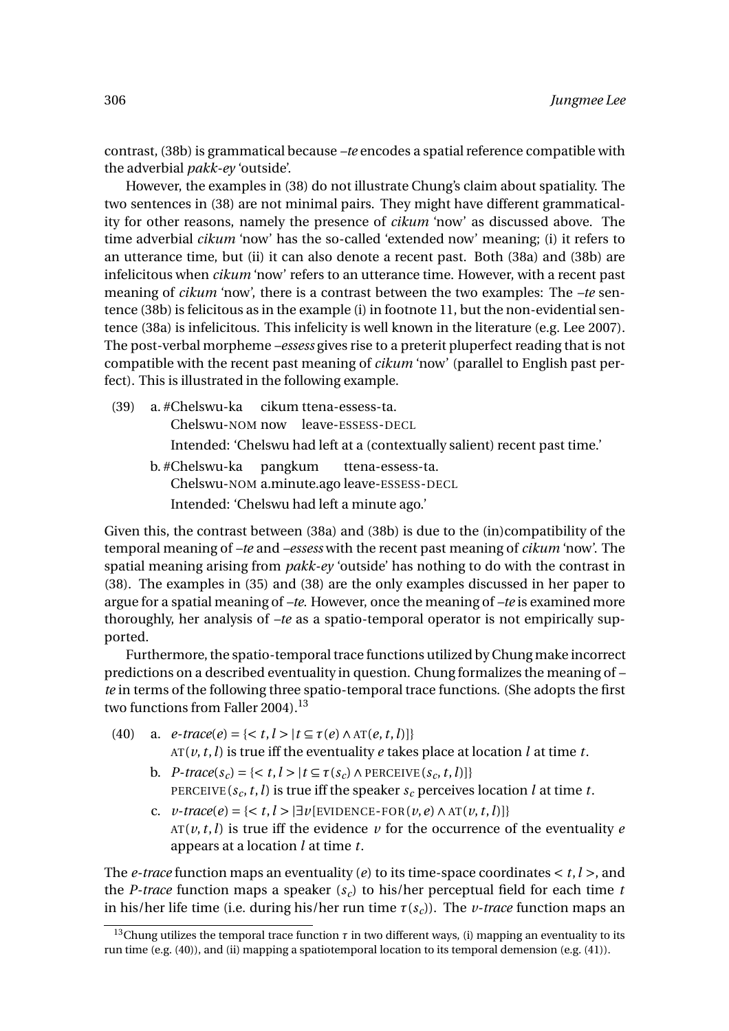contrast, (38b) is grammatical because *–te* encodes a spatial reference compatible with the adverbial *pakk-ey* 'outside'.

However, the examples in (38) do not illustrate Chung's claim about spatiality. The two sentences in (38) are not minimal pairs. They might have different grammaticality for other reasons, namely the presence of *cikum* 'now' as discussed above. The time adverbial *cikum* 'now' has the so-called 'extended now' meaning; (i) it refers to an utterance time, but (ii) it can also denote a recent past. Both (38a) and (38b) are infelicitous when *cikum* 'now' refers to an utterance time. However, with a recent past meaning of *cikum* 'now', there is a contrast between the two examples: The *–te* sentence (38b) is felicitous as in the example (i) in footnote 11, but the non-evidential sentence (38a) is infelicitous. This infelicity is well known in the literature (e.g. Lee 2007). The post-verbal morpheme *–essess* gives rise to a preterit pluperfect reading that is not compatible with the recent past meaning of *cikum* 'now' (parallel to English past perfect). This is illustrated in the following example.

(39) a. #Chelswu-ka cikum ttena-essess-ta.
Chelswu-NOM now leave-ESSESS-DECL
Intended: 'Chelswu had left at a (contextually salient) recent past time.'

b. #Chelswu-ka pangkum ttena-essess-ta.
Chelswu-NOM a.minute.ago leave-ESSESS-DECL
Intended: 'Chelswu had left a minute ago.'

Given this, the contrast between (38a) and (38b) is due to the (in)compatibility of the temporal meaning of *–te* and *–essess* with the recent past meaning of *cikum* 'now'. The spatial meaning arising from *pakk-ey* 'outside' has nothing to do with the contrast in (38). The examples in (35) and (38) are the only examples discussed in her paper to argue for a spatial meaning of *–te*. However, once the meaning of *–te* is examined more thoroughly, her analysis of *–te* as a spatio-temporal operator is not empirically supported.

Furthermore, the spatio-temporal trace functions utilized by Chung make incorrect predictions on a described eventuality in question. Chung formalizes the meaning of *–te* in terms of the following three spatio-temporal trace functions. (She adopts the first two functions from Faller 2004).[13]

(40) a. $e\text{-}trace(e) = \{<t, l> \mid t \subseteq \tau(e) \wedge \text{AT}(e, t, l)]\}$
$\text{AT}(v, t, l)$ is true iff the eventuality $e$ takes place at location $l$ at time $t$.

b. $P\text{-}trace(s_c) = \{<t, l> \mid t \subseteq \tau(s_c) \wedge \text{PERCEIVE}(s_c, t, l)]\}$
$\text{PERCEIVE}(s_c, t, l)$ is true iff the speaker $s_c$ perceives location $l$ at time $t$.

c. $v\text{-}trace(e) = \{<t, l> \mid \exists v[\text{EVIDENCE-FOR}(v, e) \wedge \text{AT}(v, t, l)]\}$
$\text{AT}(v, t, l)$ is true iff the evidence $v$ for the occurrence of the eventuality $e$ appears at a location $l$ at time $t$.

The *e-trace* function maps an eventuality ($e$) to its time-space coordinates $<t, l>$, and the *P-trace* function maps a speaker ($s_c$) to his/her perceptual field for each time $t$ in his/her life time (i.e. during his/her run time $\tau(s_c)$). The *v-trace* function maps an

[13] Chung utilizes the temporal trace function $\tau$ in two different ways, (i) mapping an eventuality to its run time (e.g. (40)), and (ii) mapping a spatiotemporal location to its temporal demension (e.g. (41)).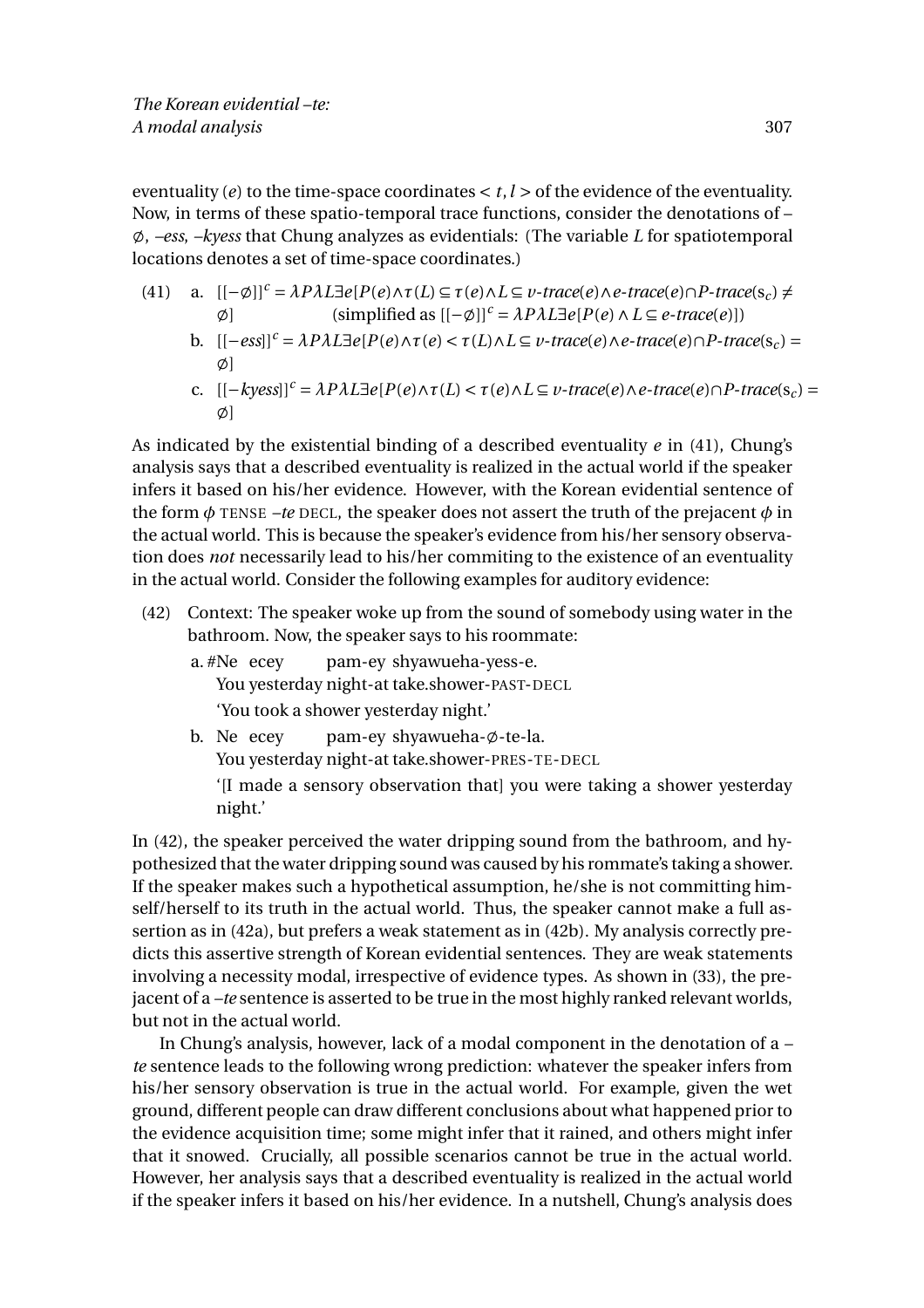eventuality ($e$) to the time-space coordinates $< t, l >$ of the evidence of the eventuality. Now, in terms of these spatio-temporal trace functions, consider the denotations of –∅, *–ess*, *–kyess* that Chung analyzes as evidentials: (The variable $L$ for spatiotemporal locations denotes a set of time-space coordinates.)

(41) a. $[[-\emptyset]]^c = \lambda P \lambda L \exists e[P(e) \wedge \tau(L) \subseteq \tau(e) \wedge L \subseteq \textit{v-trace}(e) \wedge \textit{e-trace}(e) \cap \textit{P-trace}(s_c) \neq \emptyset]$ (simplified as $[[-\emptyset]]^c = \lambda P \lambda L \exists e[P(e) \wedge L \subseteq \textit{e-trace}(e)]$)

b. $[[-ess]]^c = \lambda P \lambda L \exists e[P(e) \wedge \tau(e) < \tau(L) \wedge L \subseteq \textit{v-trace}(e) \wedge \textit{e-trace}(e) \cap \textit{P-trace}(s_c) = \emptyset]$

c. $[[-kyess]]^c = \lambda P \lambda L \exists e[P(e) \wedge \tau(L) < \tau(e) \wedge L \subseteq \textit{v-trace}(e) \wedge \textit{e-trace}(e) \cap \textit{P-trace}(s_c) = \emptyset]$

As indicated by the existential binding of a described eventuality $e$ in (41), Chung's analysis says that a described eventuality is realized in the actual world if the speaker infers it based on his/her evidence. However, with the Korean evidential sentence of the form $\phi$ TENSE *–te* DECL, the speaker does not assert the truth of the prejacent $\phi$ in the actual world. This is because the speaker's evidence from his/her sensory observation does *not* necessarily lead to his/her commiting to the existence of an eventuality in the actual world. Consider the following examples for auditory evidence:

(42) Context: The speaker woke up from the sound of somebody using water in the bathroom. Now, the speaker says to his roommate:

a. #Ne ecey pam-ey shyawueha-yess-e.
You yesterday night-at take.shower-PAST-DECL
'You took a shower yesterday night.'

b. Ne ecey pam-ey shyawueha-∅-te-la.
You yesterday night-at take.shower-PRES-TE-DECL
'[I made a sensory observation that] you were taking a shower yesterday night.'

In (42), the speaker perceived the water dripping sound from the bathroom, and hypothesized that the water dripping sound was caused by his rommate's taking a shower. If the speaker makes such a hypothetical assumption, he/she is not committing himself/herself to its truth in the actual world. Thus, the speaker cannot make a full assertion as in (42a), but prefers a weak statement as in (42b). My analysis correctly predicts this assertive strength of Korean evidential sentences. They are weak statements involving a necessity modal, irrespective of evidence types. As shown in (33), the prejacent of a *–te* sentence is asserted to be true in the most highly ranked relevant worlds, but not in the actual world.

In Chung's analysis, however, lack of a modal component in the denotation of a *–te* sentence leads to the following wrong prediction: whatever the speaker infers from his/her sensory observation is true in the actual world. For example, given the wet ground, different people can draw different conclusions about what happened prior to the evidence acquisition time; some might infer that it rained, and others might infer that it snowed. Crucially, all possible scenarios cannot be true in the actual world. However, her analysis says that a described eventuality is realized in the actual world if the speaker infers it based on his/her evidence. In a nutshell, Chung's analysis does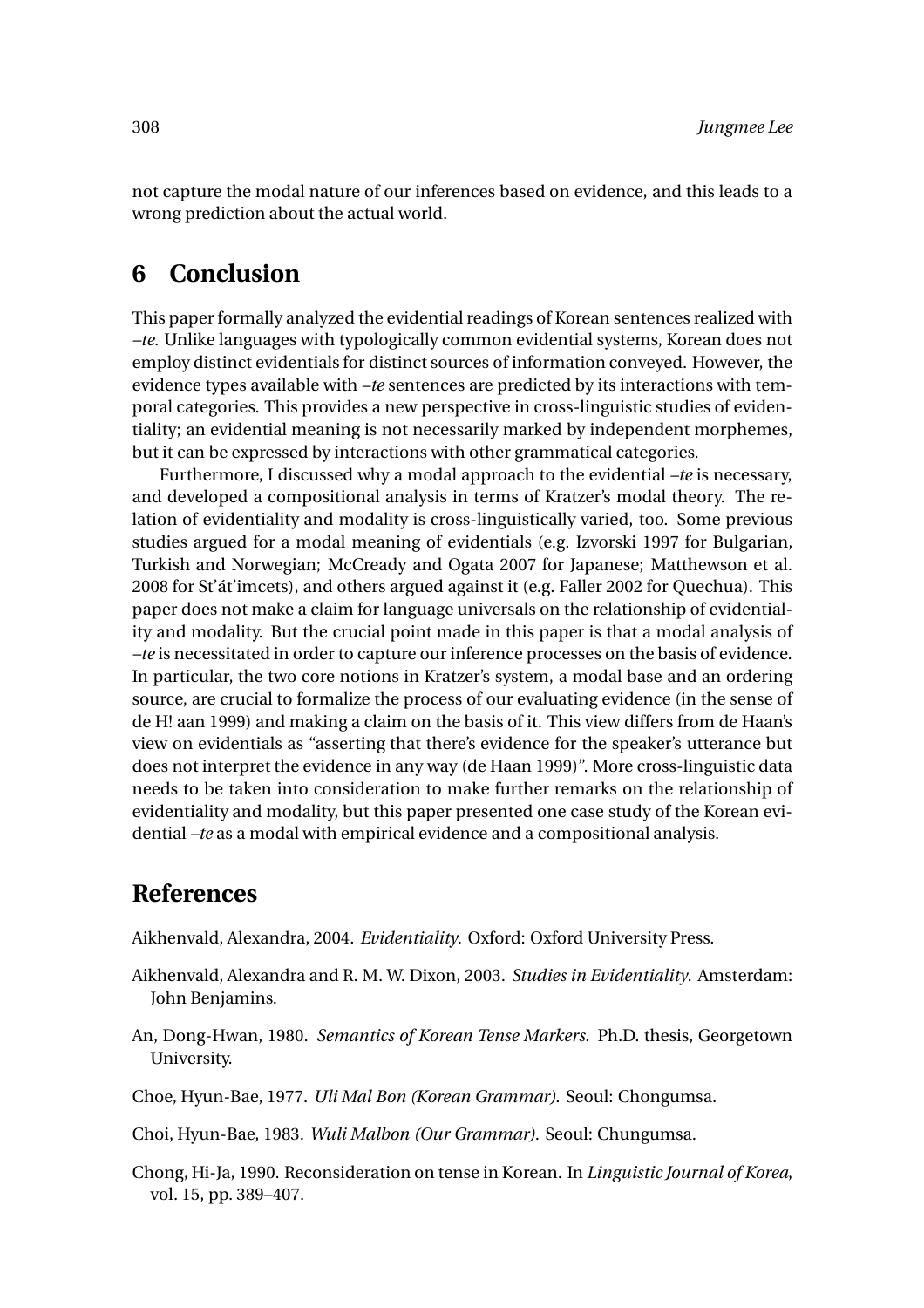not capture the modal nature of our inferences based on evidence, and this leads to a wrong prediction about the actual world.

## 6 Conclusion

This paper formally analyzed the evidential readings of Korean sentences realized with *–te*. Unlike languages with typologically common evidential systems, Korean does not employ distinct evidentials for distinct sources of information conveyed. However, the evidence types available with *–te* sentences are predicted by its interactions with temporal categories. This provides a new perspective in cross-linguistic studies of evidentiality; an evidential meaning is not necessarily marked by independent morphemes, but it can be expressed by interactions with other grammatical categories.

Furthermore, I discussed why a modal approach to the evidential *–te* is necessary, and developed a compositional analysis in terms of Kratzer's modal theory. The relation of evidentiality and modality is cross-linguistically varied, too. Some previous studies argued for a modal meaning of evidentials (e.g. Izvorski 1997 for Bulgarian, Turkish and Norwegian; McCready and Ogata 2007 for Japanese; Matthewson et al. 2008 for St'át'imcets), and others argued against it (e.g. Faller 2002 for Quechua). This paper does not make a claim for language universals on the relationship of evidentiality and modality. But the crucial point made in this paper is that a modal analysis of *–te* is necessitated in order to capture our inference processes on the basis of evidence. In particular, the two core notions in Kratzer's system, a modal base and an ordering source, are crucial to formalize the process of our evaluating evidence (in the sense of de H! aan 1999) and making a claim on the basis of it. This view differs from de Haan's view on evidentials as "asserting that there's evidence for the speaker's utterance but does not interpret the evidence in any way (de Haan 1999)". More cross-linguistic data needs to be taken into consideration to make further remarks on the relationship of evidentiality and modality, but this paper presented one case study of the Korean evidential *–te* as a modal with empirical evidence and a compositional analysis.

## References

Aikhenvald, Alexandra, 2004. *Evidentiality*. Oxford: Oxford University Press.

Aikhenvald, Alexandra and R. M. W. Dixon, 2003. *Studies in Evidentiality*. Amsterdam: John Benjamins.

An, Dong-Hwan, 1980. *Semantics of Korean Tense Markers*. Ph.D. thesis, Georgetown University.

Choe, Hyun-Bae, 1977. *Uli Mal Bon (Korean Grammar)*. Seoul: Chongumsa.

Choi, Hyun-Bae, 1983. *Wuli Malbon (Our Grammar)*. Seoul: Chungumsa.

Chong, Hi-Ja, 1990. Reconsideration on tense in Korean. In *Linguistic Journal of Korea*, vol. 15, pp. 389–407.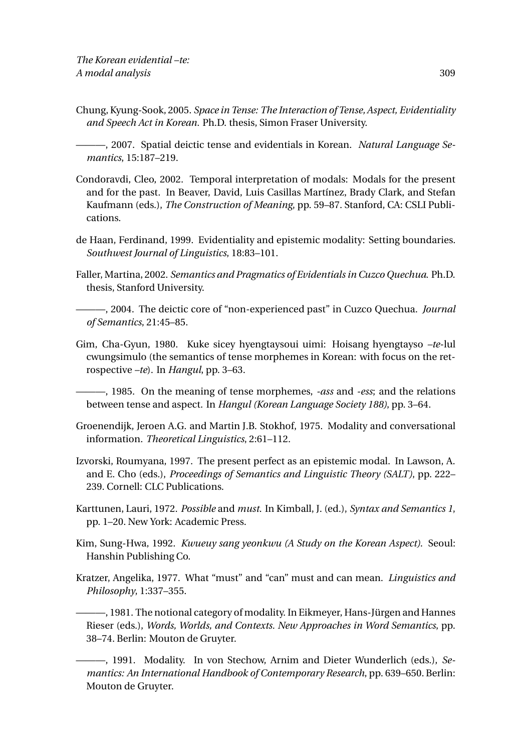Chung, Kyung-Sook, 2005. *Space in Tense: The Interaction of Tense, Aspect, Evidentiality and Speech Act in Korean.* Ph.D. thesis, Simon Fraser University.

———, 2007. Spatial deictic tense and evidentials in Korean. *Natural Language Semantics*, 15:187–219.

Condoravdi, Cleo, 2002. Temporal interpretation of modals: Modals for the present and for the past. In Beaver, David, Luis Casillas Martínez, Brady Clark, and Stefan Kaufmann (eds.), *The Construction of Meaning*, pp. 59–87. Stanford, CA: CSLI Publications.

de Haan, Ferdinand, 1999. Evidentiality and epistemic modality: Setting boundaries. *Southwest Journal of Linguistics*, 18:83–101.

Faller, Martina, 2002. *Semantics and Pragmatics of Evidentials in Cuzco Quechua*. Ph.D. thesis, Stanford University.

———, 2004. The deictic core of "non-experienced past" in Cuzco Quechua. *Journal of Semantics*, 21:45–85.

Gim, Cha-Gyun, 1980. Kuke sicey hyengtaysoui uimi: Hoisang hyengtayso *–te*-lul cwungsimulo (the semantics of tense morphemes in Korean: with focus on the retrospective *–te*). In *Hangul*, pp. 3–63.

———, 1985. On the meaning of tense morphemes, *-ass* and *-ess*; and the relations between tense and aspect. In *Hangul (Korean Language Society 188)*, pp. 3–64.

Groenendijk, Jeroen A.G. and Martin J.B. Stokhof, 1975. Modality and conversational information. *Theoretical Linguistics*, 2:61–112.

Izvorski, Roumyana, 1997. The present perfect as an epistemic modal. In Lawson, A. and E. Cho (eds.), *Proceedings of Semantics and Linguistic Theory (SALT)*, pp. 222–239. Cornell: CLC Publications.

Karttunen, Lauri, 1972. *Possible* and *must*. In Kimball, J. (ed.), *Syntax and Semantics 1*, pp. 1–20. New York: Academic Press.

Kim, Sung-Hwa, 1992. *Kwueuy sang yeonkwu (A Study on the Korean Aspect)*. Seoul: Hanshin Publishing Co.

Kratzer, Angelika, 1977. What "must" and "can" must and can mean. *Linguistics and Philosophy*, 1:337–355.

———, 1981. The notional category of modality. In Eikmeyer, Hans-Jürgen and Hannes Rieser (eds.), *Words, Worlds, and Contexts. New Approaches in Word Semantics*, pp. 38–74. Berlin: Mouton de Gruyter.

———, 1991. Modality. In von Stechow, Arnim and Dieter Wunderlich (eds.), *Semantics: An International Handbook of Contemporary Research*, pp. 639–650. Berlin: Mouton de Gruyter.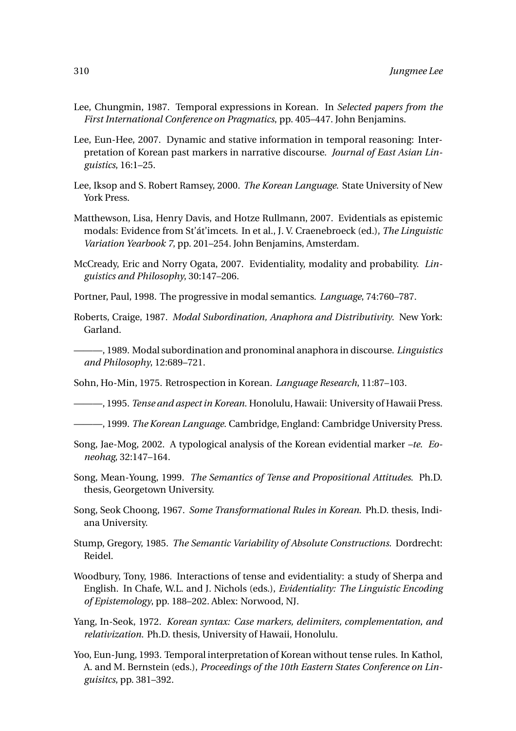Lee, Chungmin, 1987. Temporal expressions in Korean. In *Selected papers from the First International Conference on Pragmatics*, pp. 405–447. John Benjamins.

Lee, Eun-Hee, 2007. Dynamic and stative information in temporal reasoning: Interpretation of Korean past markers in narrative discourse. *Journal of East Asian Linguistics*, 16:1–25.

Lee, Iksop and S. Robert Ramsey, 2000. *The Korean Language*. State University of New York Press.

Matthewson, Lisa, Henry Davis, and Hotze Rullmann, 2007. Evidentials as epistemic modals: Evidence from St'át'imcets. In et al., J. V. Craenebroeck (ed.), *The Linguistic Variation Yearbook 7*, pp. 201–254. John Benjamins, Amsterdam.

McCready, Eric and Norry Ogata, 2007. Evidentiality, modality and probability. *Linguistics and Philosophy*, 30:147–206.

Portner, Paul, 1998. The progressive in modal semantics. *Language*, 74:760–787.

Roberts, Craige, 1987. *Modal Subordination, Anaphora and Distributivity*. New York: Garland.

———, 1989. Modal subordination and pronominal anaphora in discourse. *Linguistics and Philosophy*, 12:689–721.

Sohn, Ho-Min, 1975. Retrospection in Korean. *Language Research*, 11:87–103.

———, 1995. *Tense and aspect in Korean*. Honolulu, Hawaii: University of Hawaii Press.

———, 1999. *The Korean Language*. Cambridge, England: Cambridge University Press.

Song, Jae-Mog, 2002. A typological analysis of the Korean evidential marker *–te*. *Eoneohag*, 32:147–164.

Song, Mean-Young, 1999. *The Semantics of Tense and Propositional Attitudes*. Ph.D. thesis, Georgetown University.

Song, Seok Choong, 1967. *Some Transformational Rules in Korean*. Ph.D. thesis, Indiana University.

Stump, Gregory, 1985. *The Semantic Variability of Absolute Constructions*. Dordrecht: Reidel.

Woodbury, Tony, 1986. Interactions of tense and evidentiality: a study of Sherpa and English. In Chafe, W.L. and J. Nichols (eds.), *Evidentiality: The Linguistic Encoding of Epistemology*, pp. 188–202. Ablex: Norwood, NJ.

Yang, In-Seok, 1972. *Korean syntax: Case markers, delimiters, complementation, and relativization*. Ph.D. thesis, University of Hawaii, Honolulu.

Yoo, Eun-Jung, 1993. Temporal interpretation of Korean without tense rules. In Kathol, A. and M. Bernstein (eds.), *Proceedings of the 10th Eastern States Conference on Linguisitcs*, pp. 381–392.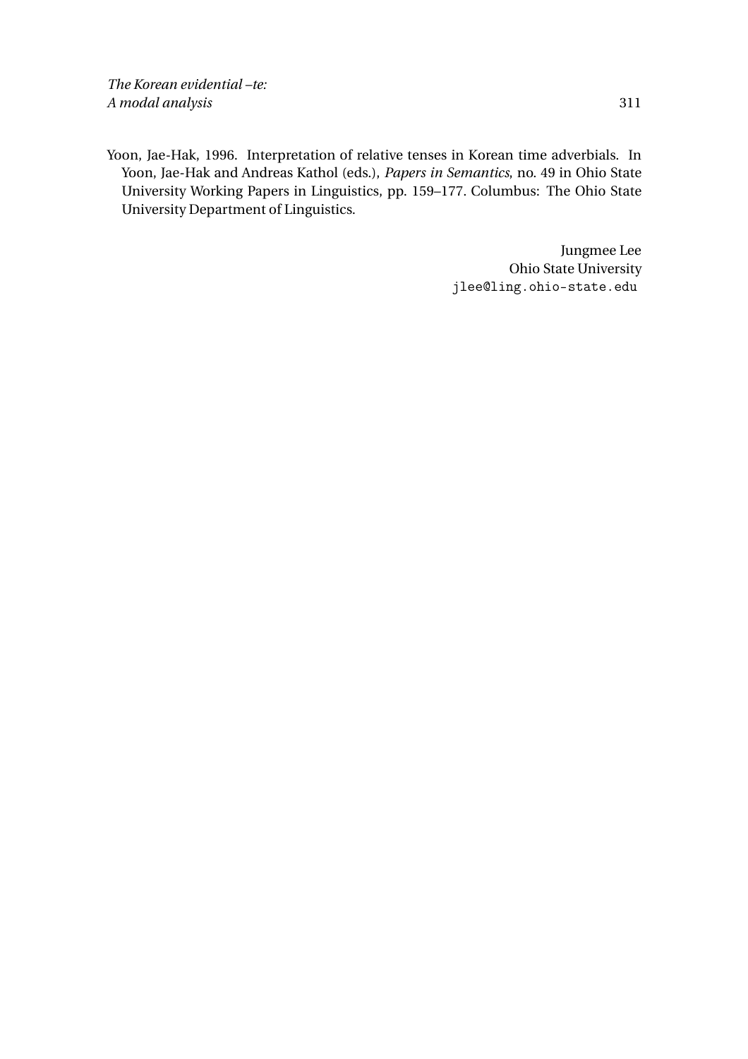Yoon, Jae-Hak, 1996. Interpretation of relative tenses in Korean time adverbials. In Yoon, Jae-Hak and Andreas Kathol (eds.), *Papers in Semantics*, no. 49 in Ohio State University Working Papers in Linguistics, pp. 159–177. Columbus: The Ohio State University Department of Linguistics.

Jungmee Lee
Ohio State University
jlee@ling.ohio-state.edu